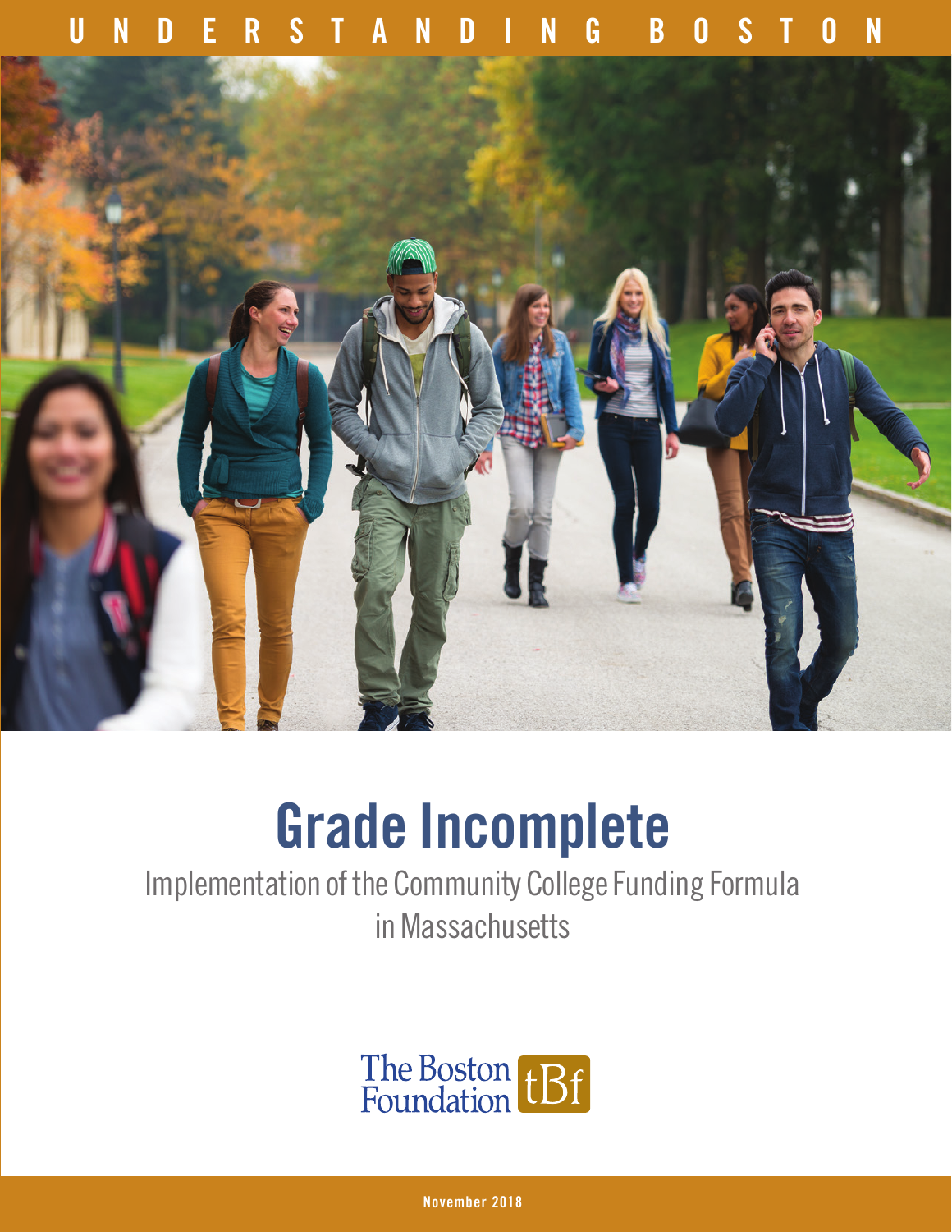UNDERSTANDING BOSTON

# Grade Incomplete

Implementation of the Community College Funding Formula in Massachusetts

The Boston Foundation tBf

November 2018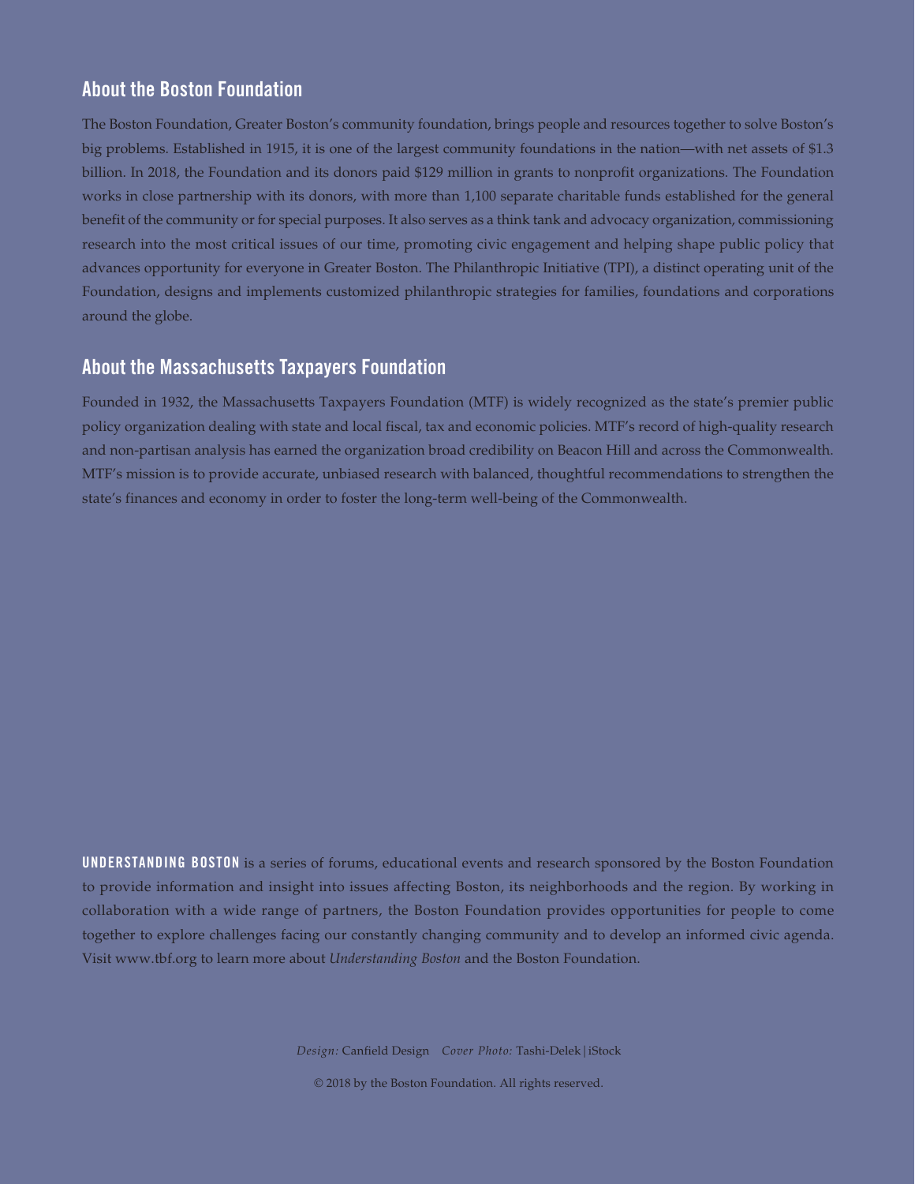## About the Boston Foundation

The Boston Foundation, Greater Boston's community foundation, brings people and resources together to solve Boston's big problems. Established in 1915, it is one of the largest community foundations in the nation—with net assets of $1.3 billion. In 2018, the Foundation and its donors paid $129 million in grants to nonprofit organizations. The Foundation works in close partnership with its donors, with more than 1,100 separate charitable funds established for the general benefit of the community or for special purposes. It also serves as a think tank and advocacy organization, commissioning research into the most critical issues of our time, promoting civic engagement and helping shape public policy that advances opportunity for everyone in Greater Boston. The Philanthropic Initiative (TPI), a distinct operating unit of the Foundation, designs and implements customized philanthropic strategies for families, foundations and corporations around the globe.

## About the Massachusetts Taxpayers Foundation

Founded in 1932, the Massachusetts Taxpayers Foundation (MTF) is widely recognized as the state's premier public policy organization dealing with state and local fiscal, tax and economic policies. MTF's record of high-quality research and non-partisan analysis has earned the organization broad credibility on Beacon Hill and across the Commonwealth. MTF's mission is to provide accurate, unbiased research with balanced, thoughtful recommendations to strengthen the state's finances and economy in order to foster the long-term well-being of the Commonwealth.

**UNDERSTANDING BOSTON** is a series of forums, educational events and research sponsored by the Boston Foundation to provide information and insight into issues affecting Boston, its neighborhoods and the region. By working in collaboration with a wide range of partners, the Boston Foundation provides opportunities for people to come together to explore challenges facing our constantly changing community and to develop an informed civic agenda. Visit www.tbf.org to learn more about *Understanding Boston* and the Boston Foundation.

*Design:* Canfield Design *Cover Photo:* Tashi-Delek | iStock

© 2018 by the Boston Foundation. All rights reserved.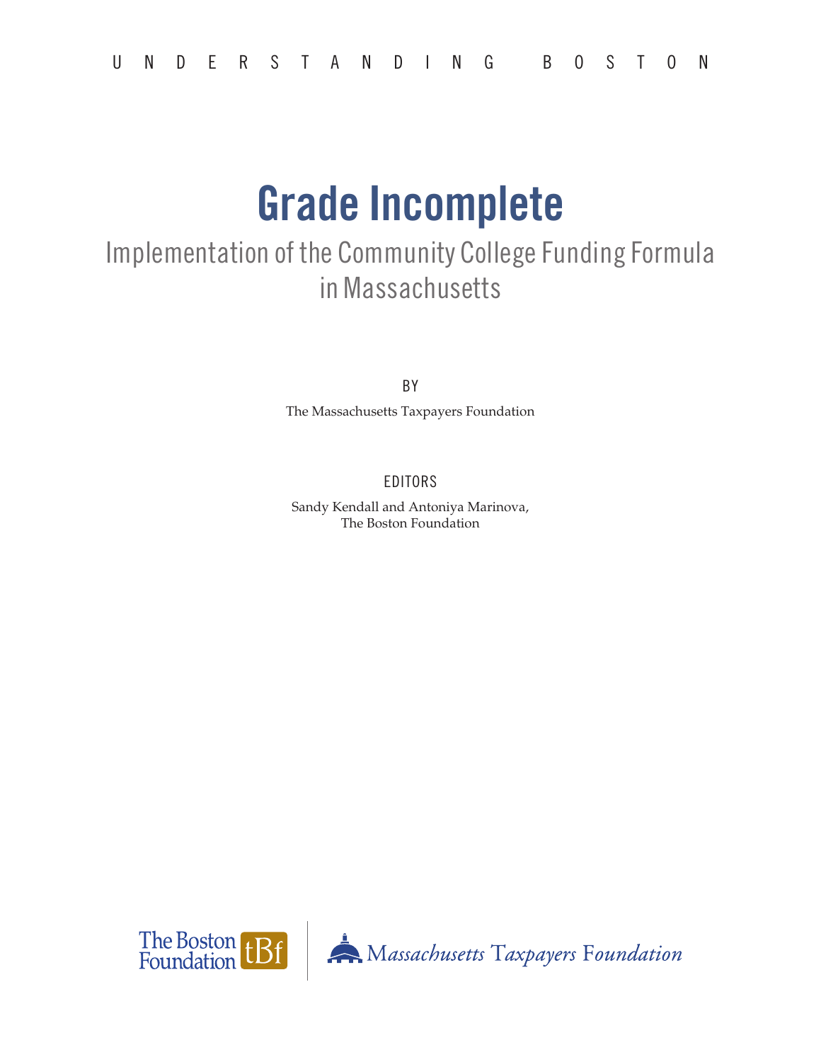U N D E R S T A N D I N G   B O S T O N

# Grade Incomplete

## Implementation of the Community College Funding Formula in Massachusetts

BY

The Massachusetts Taxpayers Foundation

EDITORS

Sandy Kendall and Antoniya Marinova,
The Boston Foundation

The Boston Foundation | Massachusetts Taxpayers Foundation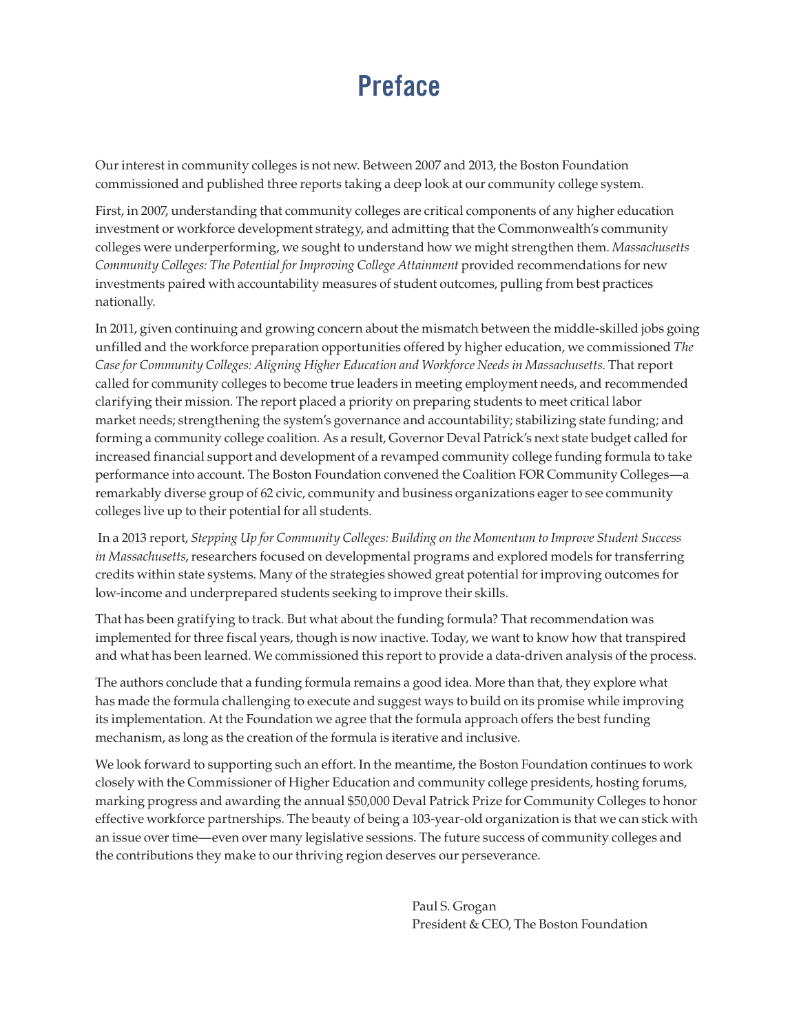# Preface

Our interest in community colleges is not new. Between 2007 and 2013, the Boston Foundation commissioned and published three reports taking a deep look at our community college system.

First, in 2007, understanding that community colleges are critical components of any higher education investment or workforce development strategy, and admitting that the Commonwealth's community colleges were underperforming, we sought to understand how we might strengthen them. *Massachusetts Community Colleges: The Potential for Improving College Attainment* provided recommendations for new investments paired with accountability measures of student outcomes, pulling from best practices nationally.

In 2011, given continuing and growing concern about the mismatch between the middle-skilled jobs going unfilled and the workforce preparation opportunities offered by higher education, we commissioned *The Case for Community Colleges: Aligning Higher Education and Workforce Needs in Massachusetts*. That report called for community colleges to become true leaders in meeting employment needs, and recommended clarifying their mission. The report placed a priority on preparing students to meet critical labor market needs; strengthening the system's governance and accountability; stabilizing state funding; and forming a community college coalition. As a result, Governor Deval Patrick's next state budget called for increased financial support and development of a revamped community college funding formula to take performance into account. The Boston Foundation convened the Coalition FOR Community Colleges—a remarkably diverse group of 62 civic, community and business organizations eager to see community colleges live up to their potential for all students.

In a 2013 report, *Stepping Up for Community Colleges: Building on the Momentum to Improve Student Success in Massachusetts*, researchers focused on developmental programs and explored models for transferring credits within state systems. Many of the strategies showed great potential for improving outcomes for low-income and underprepared students seeking to improve their skills.

That has been gratifying to track. But what about the funding formula? That recommendation was implemented for three fiscal years, though is now inactive. Today, we want to know how that transpired and what has been learned. We commissioned this report to provide a data-driven analysis of the process.

The authors conclude that a funding formula remains a good idea. More than that, they explore what has made the formula challenging to execute and suggest ways to build on its promise while improving its implementation. At the Foundation we agree that the formula approach offers the best funding mechanism, as long as the creation of the formula is iterative and inclusive.

We look forward to supporting such an effort. In the meantime, the Boston Foundation continues to work closely with the Commissioner of Higher Education and community college presidents, hosting forums, marking progress and awarding the annual $50,000 Deval Patrick Prize for Community Colleges to honor effective workforce partnerships. The beauty of being a 103-year-old organization is that we can stick with an issue over time—even over many legislative sessions. The future success of community colleges and the contributions they make to our thriving region deserves our perseverance.

Paul S. Grogan
President & CEO, The Boston Foundation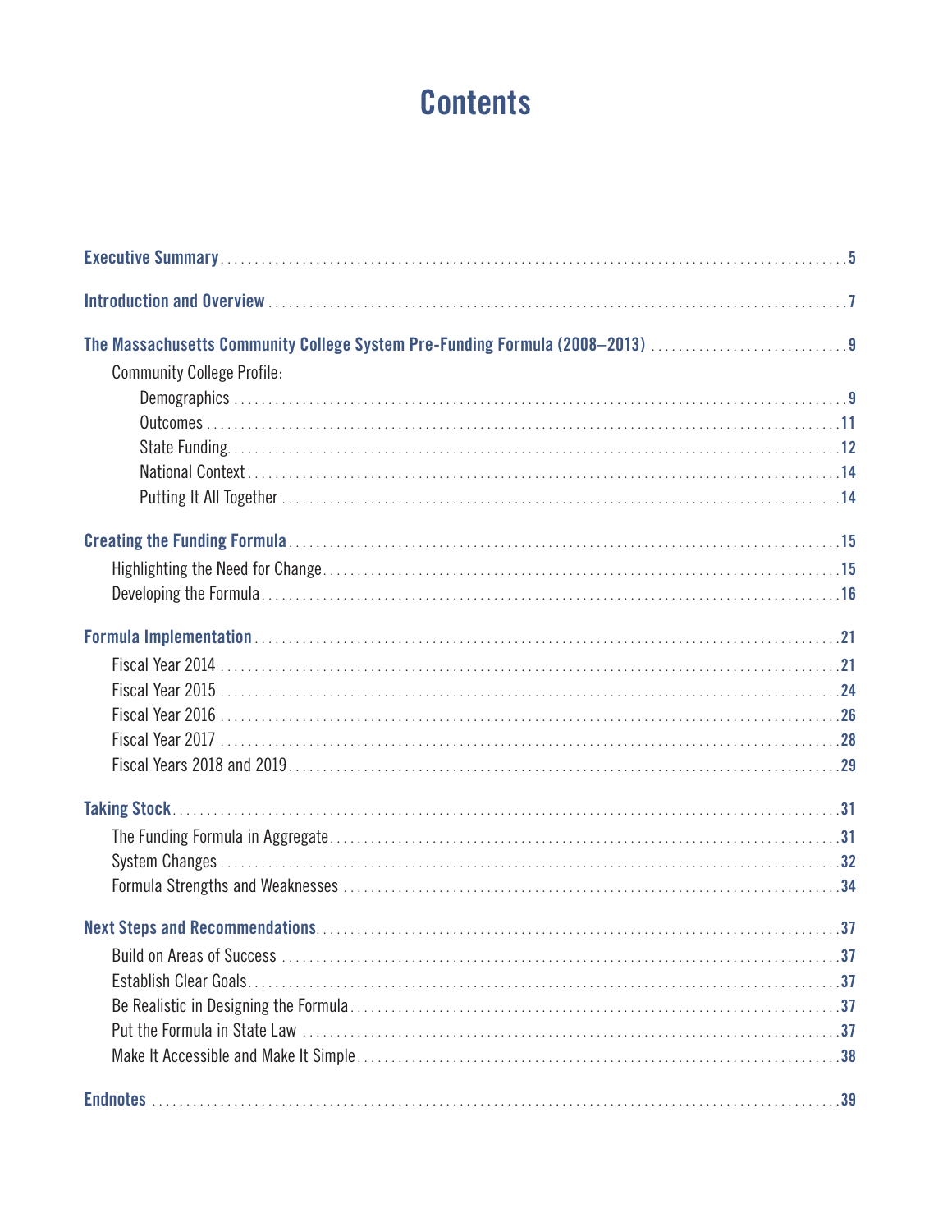# Contents

**Executive Summary** .......... 5

**Introduction and Overview** .......... 7

**The Massachusetts Community College System Pre-Funding Formula (2008–2013)** .......... 9

Community College Profile:

- Demographics .......... 9
- Outcomes .......... 11
- State Funding .......... 12
- National Context .......... 14
- Putting It All Together .......... 14

**Creating the Funding Formula** .......... 15

- Highlighting the Need for Change .......... 15
- Developing the Formula .......... 16

**Formula Implementation** .......... 21

- Fiscal Year 2014 .......... 21
- Fiscal Year 2015 .......... 24
- Fiscal Year 2016 .......... 26
- Fiscal Year 2017 .......... 28
- Fiscal Years 2018 and 2019 .......... 29

**Taking Stock** .......... 31

- The Funding Formula in Aggregate .......... 31
- System Changes .......... 32
- Formula Strengths and Weaknesses .......... 34

**Next Steps and Recommendations** .......... 37

- Build on Areas of Success .......... 37
- Establish Clear Goals .......... 37
- Be Realistic in Designing the Formula .......... 37
- Put the Formula in State Law .......... 37
- Make It Accessible and Make It Simple .......... 38

**Endnotes** .......... 39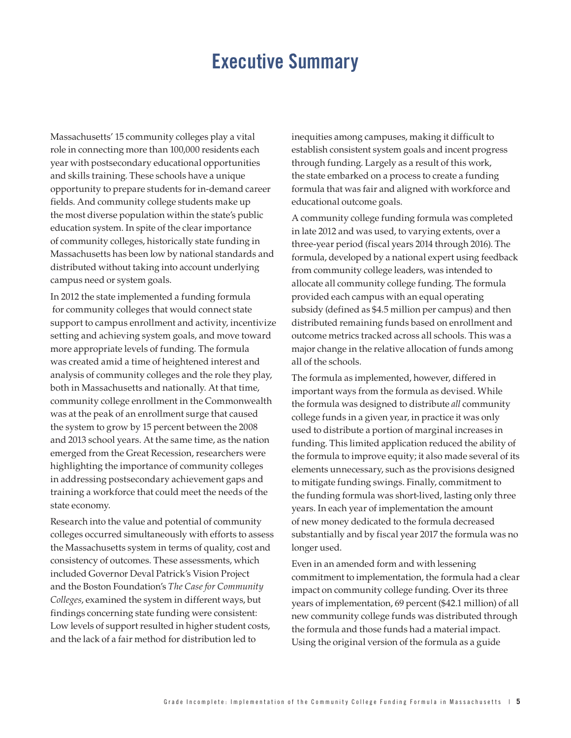# Executive Summary

Massachusetts' 15 community colleges play a vital role in connecting more than 100,000 residents each year with postsecondary educational opportunities and skills training. These schools have a unique opportunity to prepare students for in-demand career fields. And community college students make up the most diverse population within the state's public education system. In spite of the clear importance of community colleges, historically state funding in Massachusetts has been low by national standards and distributed without taking into account underlying campus need or system goals.

In 2012 the state implemented a funding formula for community colleges that would connect state support to campus enrollment and activity, incentivize setting and achieving system goals, and move toward more appropriate levels of funding. The formula was created amid a time of heightened interest and analysis of community colleges and the role they play, both in Massachusetts and nationally. At that time, community college enrollment in the Commonwealth was at the peak of an enrollment surge that caused the system to grow by 15 percent between the 2008 and 2013 school years. At the same time, as the nation emerged from the Great Recession, researchers were highlighting the importance of community colleges in addressing postsecondary achievement gaps and training a workforce that could meet the needs of the state economy.

Research into the value and potential of community colleges occurred simultaneously with efforts to assess the Massachusetts system in terms of quality, cost and consistency of outcomes. These assessments, which included Governor Deval Patrick's Vision Project and the Boston Foundation's *The Case for Community Colleges*, examined the system in different ways, but findings concerning state funding were consistent: Low levels of support resulted in higher student costs, and the lack of a fair method for distribution led to inequities among campuses, making it difficult to establish consistent system goals and incent progress through funding. Largely as a result of this work, the state embarked on a process to create a funding formula that was fair and aligned with workforce and educational outcome goals.

A community college funding formula was completed in late 2012 and was used, to varying extents, over a three-year period (fiscal years 2014 through 2016). The formula, developed by a national expert using feedback from community college leaders, was intended to allocate all community college funding. The formula provided each campus with an equal operating subsidy (defined as $4.5 million per campus) and then distributed remaining funds based on enrollment and outcome metrics tracked across all schools. This was a major change in the relative allocation of funds among all of the schools.

The formula as implemented, however, differed in important ways from the formula as devised. While the formula was designed to distribute *all* community college funds in a given year, in practice it was only used to distribute a portion of marginal increases in funding. This limited application reduced the ability of the formula to improve equity; it also made several of its elements unnecessary, such as the provisions designed to mitigate funding swings. Finally, commitment to the funding formula was short-lived, lasting only three years. In each year of implementation the amount of new money dedicated to the formula decreased substantially and by fiscal year 2017 the formula was no longer used.

Even in an amended form and with lessening commitment to implementation, the formula had a clear impact on community college funding. Over its three years of implementation, 69 percent ($42.1 million) of all new community college funds was distributed through the formula and those funds had a material impact. Using the original version of the formula as a guide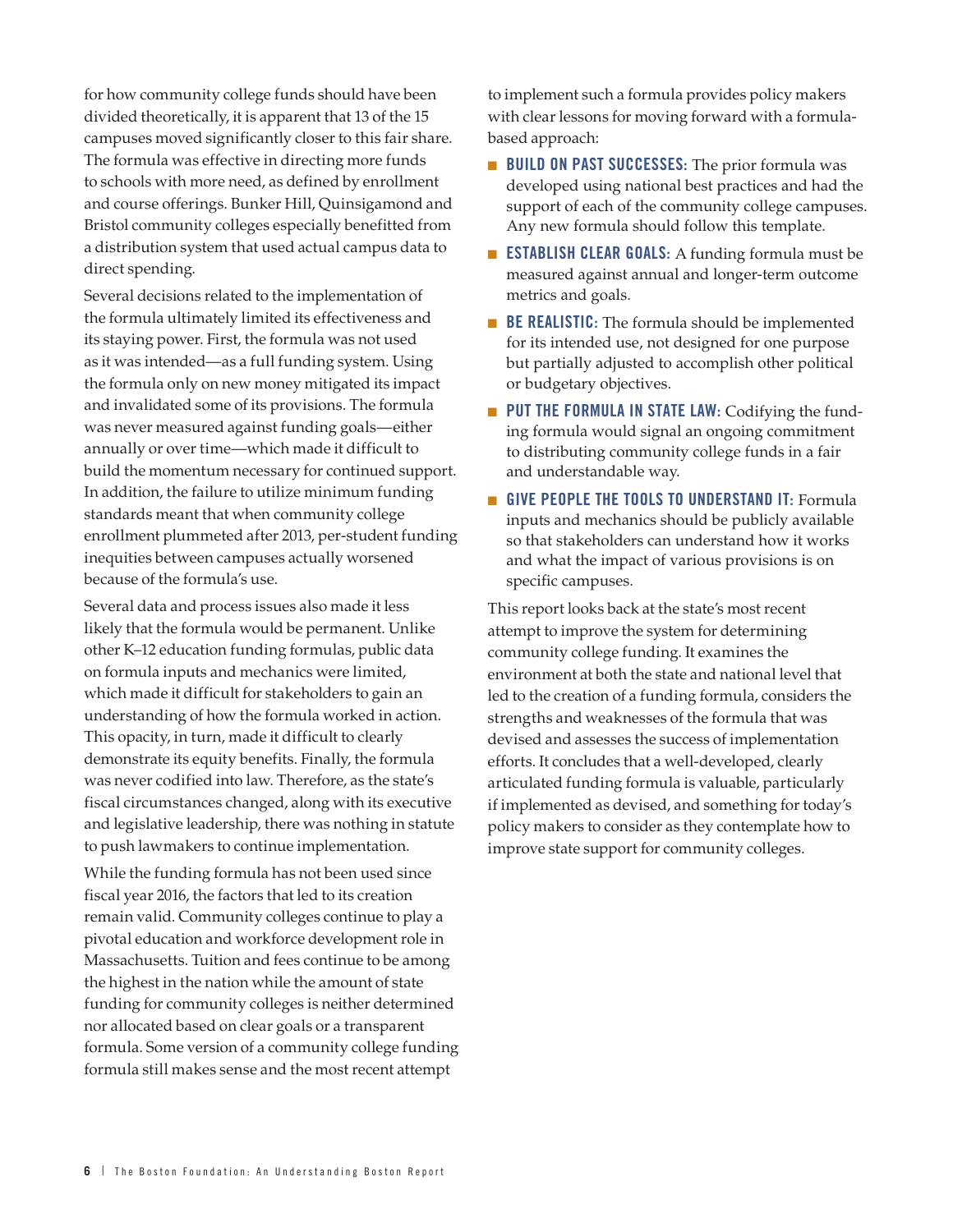for how community college funds should have been divided theoretically, it is apparent that 13 of the 15 campuses moved significantly closer to this fair share. The formula was effective in directing more funds to schools with more need, as defined by enrollment and course offerings. Bunker Hill, Quinsigamond and Bristol community colleges especially benefitted from a distribution system that used actual campus data to direct spending.

Several decisions related to the implementation of the formula ultimately limited its effectiveness and its staying power. First, the formula was not used as it was intended—as a full funding system. Using the formula only on new money mitigated its impact and invalidated some of its provisions. The formula was never measured against funding goals—either annually or over time—which made it difficult to build the momentum necessary for continued support. In addition, the failure to utilize minimum funding standards meant that when community college enrollment plummeted after 2013, per-student funding inequities between campuses actually worsened because of the formula's use.

Several data and process issues also made it less likely that the formula would be permanent. Unlike other K–12 education funding formulas, public data on formula inputs and mechanics were limited, which made it difficult for stakeholders to gain an understanding of how the formula worked in action. This opacity, in turn, made it difficult to clearly demonstrate its equity benefits. Finally, the formula was never codified into law. Therefore, as the state's fiscal circumstances changed, along with its executive and legislative leadership, there was nothing in statute to push lawmakers to continue implementation.

While the funding formula has not been used since fiscal year 2016, the factors that led to its creation remain valid. Community colleges continue to play a pivotal education and workforce development role in Massachusetts. Tuition and fees continue to be among the highest in the nation while the amount of state funding for community colleges is neither determined nor allocated based on clear goals or a transparent formula. Some version of a community college funding formula still makes sense and the most recent attempt to implement such a formula provides policy makers with clear lessons for moving forward with a formula-based approach:

- **BUILD ON PAST SUCCESSES:** The prior formula was developed using national best practices and had the support of each of the community college campuses. Any new formula should follow this template.
- **ESTABLISH CLEAR GOALS:** A funding formula must be measured against annual and longer-term outcome metrics and goals.
- **BE REALISTIC:** The formula should be implemented for its intended use, not designed for one purpose but partially adjusted to accomplish other political or budgetary objectives.
- **PUT THE FORMULA IN STATE LAW:** Codifying the funding formula would signal an ongoing commitment to distributing community college funds in a fair and understandable way.
- **GIVE PEOPLE THE TOOLS TO UNDERSTAND IT:** Formula inputs and mechanics should be publicly available so that stakeholders can understand how it works and what the impact of various provisions is on specific campuses.

This report looks back at the state's most recent attempt to improve the system for determining community college funding. It examines the environment at both the state and national level that led to the creation of a funding formula, considers the strengths and weaknesses of the formula that was devised and assesses the success of implementation efforts. It concludes that a well-developed, clearly articulated funding formula is valuable, particularly if implemented as devised, and something for today's policy makers to consider as they contemplate how to improve state support for community colleges.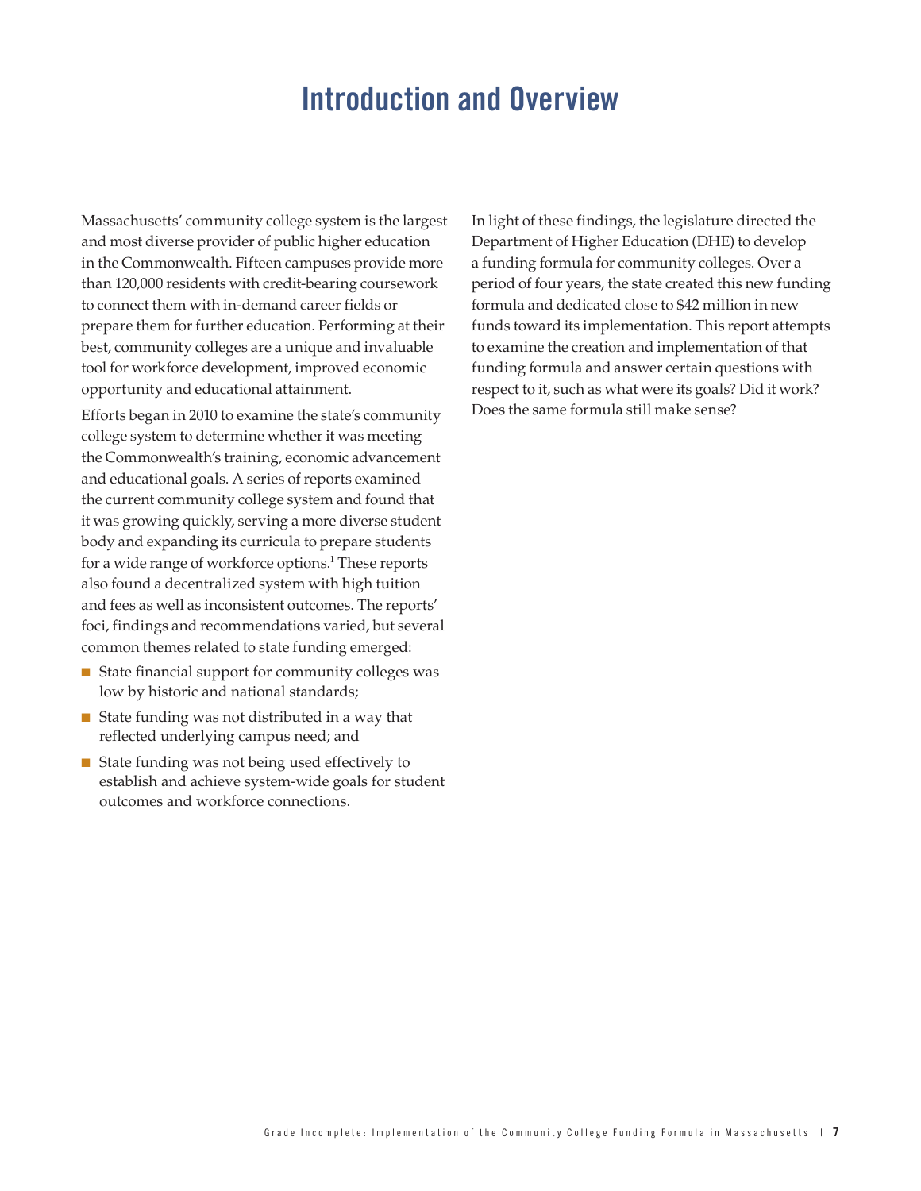# Introduction and Overview

Massachusetts' community college system is the largest and most diverse provider of public higher education in the Commonwealth. Fifteen campuses provide more than 120,000 residents with credit-bearing coursework to connect them with in-demand career fields or prepare them for further education. Performing at their best, community colleges are a unique and invaluable tool for workforce development, improved economic opportunity and educational attainment.

Efforts began in 2010 to examine the state's community college system to determine whether it was meeting the Commonwealth's training, economic advancement and educational goals. A series of reports examined the current community college system and found that it was growing quickly, serving a more diverse student body and expanding its curricula to prepare students for a wide range of workforce options.[1] These reports also found a decentralized system with high tuition and fees as well as inconsistent outcomes. The reports' foci, findings and recommendations varied, but several common themes related to state funding emerged:

- State financial support for community colleges was low by historic and national standards;
- State funding was not distributed in a way that reflected underlying campus need; and
- State funding was not being used effectively to establish and achieve system-wide goals for student outcomes and workforce connections.

In light of these findings, the legislature directed the Department of Higher Education (DHE) to develop a funding formula for community colleges. Over a period of four years, the state created this new funding formula and dedicated close to $42 million in new funds toward its implementation. This report attempts to examine the creation and implementation of that funding formula and answer certain questions with respect to it, such as what were its goals? Did it work? Does the same formula still make sense?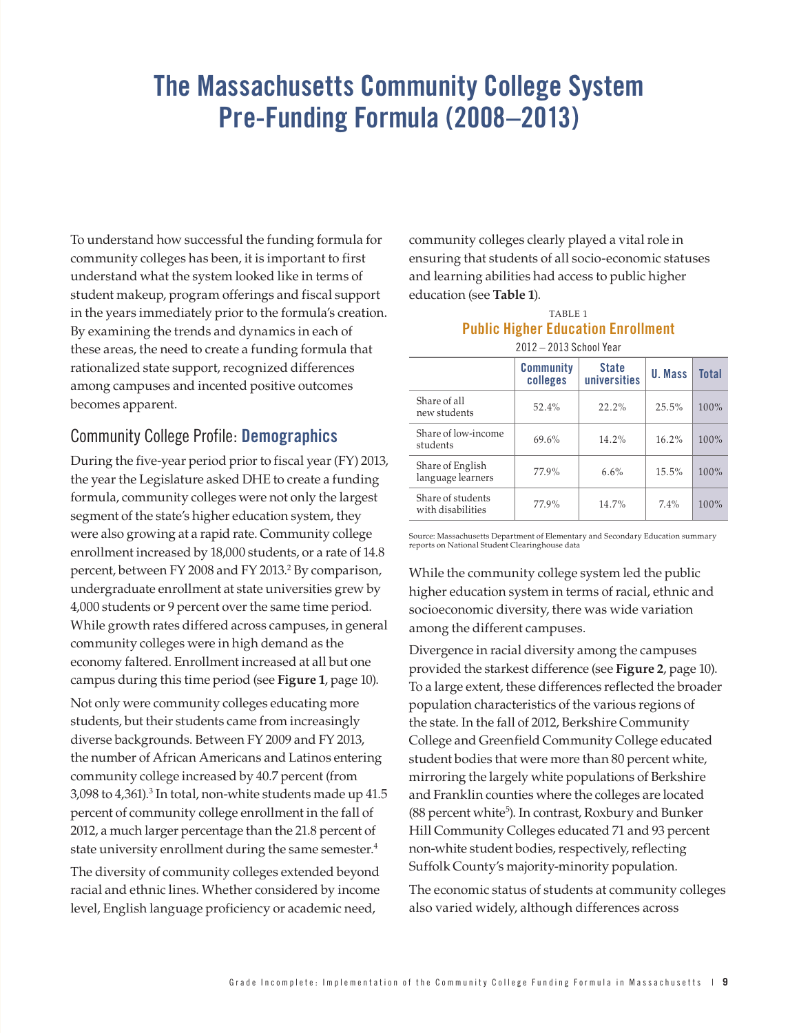# The Massachusetts Community College System Pre-Funding Formula (2008–2013)

To understand how successful the funding formula for community colleges has been, it is important to first understand what the system looked like in terms of student makeup, program offerings and fiscal support in the years immediately prior to the formula's creation. By examining the trends and dynamics in each of these areas, the need to create a funding formula that rationalized state support, recognized differences among campuses and incented positive outcomes becomes apparent.

## Community College Profile: **Demographics**

During the five-year period prior to fiscal year (FY) 2013, the year the Legislature asked DHE to create a funding formula, community colleges were not only the largest segment of the state's higher education system, they were also growing at a rapid rate. Community college enrollment increased by 18,000 students, or a rate of 14.8 percent, between FY 2008 and FY 2013.[2] By comparison, undergraduate enrollment at state universities grew by 4,000 students or 9 percent over the same time period. While growth rates differed across campuses, in general community colleges were in high demand as the economy faltered. Enrollment increased at all but one campus during this time period (see **Figure 1**, page 10).

Not only were community colleges educating more students, but their students came from increasingly diverse backgrounds. Between FY 2009 and FY 2013, the number of African Americans and Latinos entering community college increased by 40.7 percent (from 3,098 to 4,361).[3] In total, non-white students made up 41.5 percent of community college enrollment in the fall of 2012, a much larger percentage than the 21.8 percent of state university enrollment during the same semester.[4]

The diversity of community colleges extended beyond racial and ethnic lines. Whether considered by income level, English language proficiency or academic need, community colleges clearly played a vital role in ensuring that students of all socio-economic statuses and learning abilities had access to public higher education (see **Table 1**).

TABLE 1
**Public Higher Education Enrollment**
2012 – 2013 School Year

| | Community colleges | State universities | U. Mass | Total |
|---|---|---|---|---|
| Share of all new students | 52.4% | 22.2% | 25.5% | 100% |
| Share of low-income students | 69.6% | 14.2% | 16.2% | 100% |
| Share of English language learners | 77.9% | 6.6% | 15.5% | 100% |
| Share of students with disabilities | 77.9% | 14.7% | 7.4% | 100% |

Source: Massachusetts Department of Elementary and Secondary Education summary reports on National Student Clearinghouse data

While the community college system led the public higher education system in terms of racial, ethnic and socioeconomic diversity, there was wide variation among the different campuses.

Divergence in racial diversity among the campuses provided the starkest difference (see **Figure 2**, page 10). To a large extent, these differences reflected the broader population characteristics of the various regions of the state. In the fall of 2012, Berkshire Community College and Greenfield Community College educated student bodies that were more than 80 percent white, mirroring the largely white populations of Berkshire and Franklin counties where the colleges are located (88 percent white[5]). In contrast, Roxbury and Bunker Hill Community Colleges educated 71 and 93 percent non-white student bodies, respectively, reflecting Suffolk County's majority-minority population.

The economic status of students at community colleges also varied widely, although differences across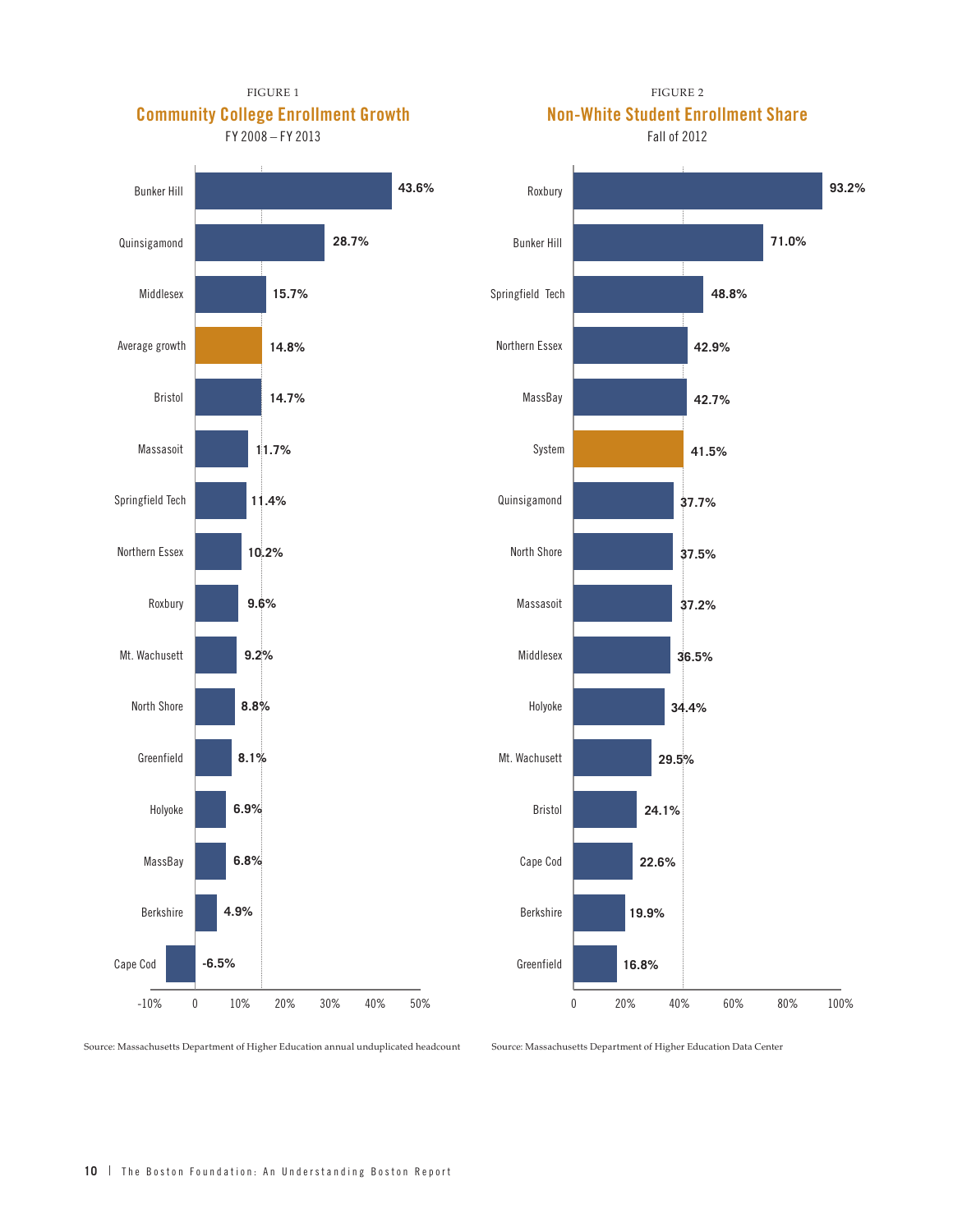FIGURE 1

## Community College Enrollment Growth

FY 2008 – FY 2013

| College | Growth |
|---|---|
| Bunker Hill | 43.6% |
| Quinsigamond | 28.7% |
| Middlesex | 15.7% |
| Average growth | 14.8% |
| Bristol | 14.7% |
| Massasoit | 11.7% |
| Springfield Tech | 11.4% |
| Northern Essex | 10.2% |
| Roxbury | 9.6% |
| Mt. Wachusett | 9.2% |
| North Shore | 8.8% |
| Greenfield | 8.1% |
| Holyoke | 6.9% |
| MassBay | 6.8% |
| Berkshire | 4.9% |
| Cape Cod | -6.5% |

Source: Massachusetts Department of Higher Education annual unduplicated headcount

FIGURE 2

## Non-White Student Enrollment Share

Fall of 2012

| College | Share |
|---|---|
| Roxbury | 93.2% |
| Bunker Hill | 71.0% |
| Springfield Tech | 48.8% |
| Northern Essex | 42.9% |
| MassBay | 42.7% |
| System | 41.5% |
| Quinsigamond | 37.7% |
| North Shore | 37.5% |
| Massasoit | 37.2% |
| Middlesex | 36.5% |
| Holyoke | 34.4% |
| Mt. Wachusett | 29.5% |
| Bristol | 24.1% |
| Cape Cod | 22.6% |
| Berkshire | 19.9% |
| Greenfield | 16.8% |

Source: Massachusetts Department of Higher Education Data Center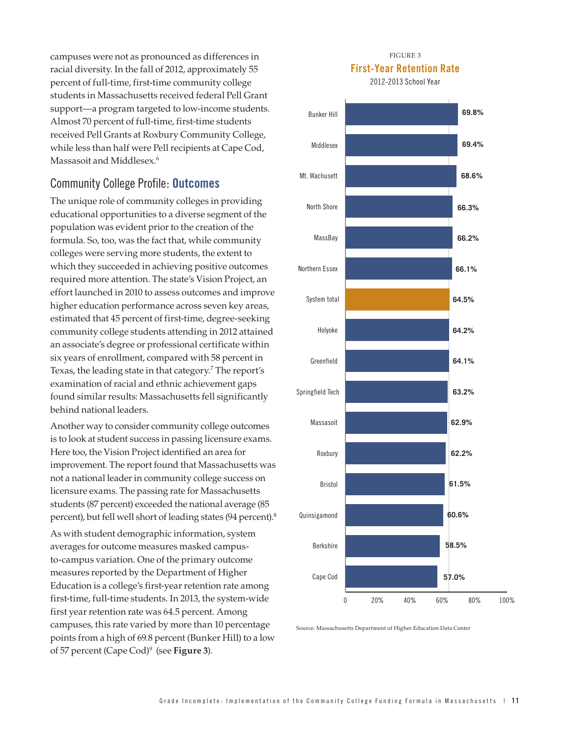campuses were not as pronounced as differences in racial diversity. In the fall of 2012, approximately 55 percent of full-time, first-time community college students in Massachusetts received federal Pell Grant support—a program targeted to low-income students. Almost 70 percent of full-time, first-time students received Pell Grants at Roxbury Community College, while less than half were Pell recipients at Cape Cod, Massasoit and Middlesex.[6]

## Community College Profile: **Outcomes**

The unique role of community colleges in providing educational opportunities to a diverse segment of the population was evident prior to the creation of the formula. So, too, was the fact that, while community colleges were serving more students, the extent to which they succeeded in achieving positive outcomes required more attention. The state's Vision Project, an effort launched in 2010 to assess outcomes and improve higher education performance across seven key areas, estimated that 45 percent of first-time, degree-seeking community college students attending in 2012 attained an associate's degree or professional certificate within six years of enrollment, compared with 58 percent in Texas, the leading state in that category.[7] The report's examination of racial and ethnic achievement gaps found similar results: Massachusetts fell significantly behind national leaders.

Another way to consider community college outcomes is to look at student success in passing licensure exams. Here too, the Vision Project identified an area for improvement. The report found that Massachusetts was not a national leader in community college success on licensure exams. The passing rate for Massachusetts students (87 percent) exceeded the national average (85 percent), but fell well short of leading states (94 percent).[8]

As with student demographic information, system averages for outcome measures masked campus-to-campus variation. One of the primary outcome measures reported by the Department of Higher Education is a college's first-year retention rate among first-time, full-time students. In 2013, the system-wide first year retention rate was 64.5 percent. Among campuses, this rate varied by more than 10 percentage points from a high of 69.8 percent (Bunker Hill) to a low of 57 percent (Cape Cod)[9] (see **Figure 3**).

FIGURE 3

**First-Year Retention Rate**

2012-2013 School Year

| College | Retention Rate |
|---|---|
| Bunker Hill | 69.8% |
| Middlesex | 69.4% |
| Mt. Wachusett | 68.6% |
| North Shore | 66.3% |
| MassBay | 66.2% |
| Northern Essex | 66.1% |
| System total | 64.5% |
| Holyoke | 64.2% |
| Greenfield | 64.1% |
| Springfield Tech | 63.2% |
| Massasoit | 62.9% |
| Roxbury | 62.2% |
| Bristol | 61.5% |
| Quinsigamond | 60.6% |
| Berkshire | 58.5% |
| Cape Cod | 57.0% |

Source: Massachusetts Department of Higher Education Data Center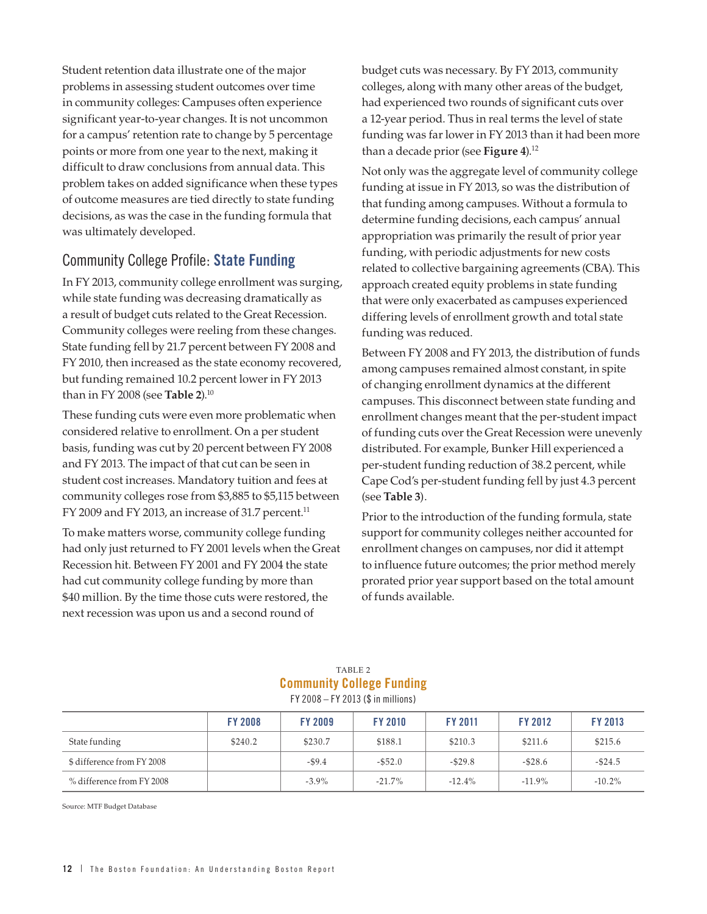Student retention data illustrate one of the major problems in assessing student outcomes over time in community colleges: Campuses often experience significant year-to-year changes. It is not uncommon for a campus' retention rate to change by 5 percentage points or more from one year to the next, making it difficult to draw conclusions from annual data. This problem takes on added significance when these types of outcome measures are tied directly to state funding decisions, as was the case in the funding formula that was ultimately developed.

## Community College Profile: State Funding

In FY 2013, community college enrollment was surging, while state funding was decreasing dramatically as a result of budget cuts related to the Great Recession. Community colleges were reeling from these changes. State funding fell by 21.7 percent between FY 2008 and FY 2010, then increased as the state economy recovered, but funding remained 10.2 percent lower in FY 2013 than in FY 2008 (see **Table 2**).[10]

These funding cuts were even more problematic when considered relative to enrollment. On a per student basis, funding was cut by 20 percent between FY 2008 and FY 2013. The impact of that cut can be seen in student cost increases. Mandatory tuition and fees at community colleges rose from $3,885 to $5,115 between FY 2009 and FY 2013, an increase of 31.7 percent.[11]

To make matters worse, community college funding had only just returned to FY 2001 levels when the Great Recession hit. Between FY 2001 and FY 2004 the state had cut community college funding by more than $40 million. By the time those cuts were restored, the next recession was upon us and a second round of budget cuts was necessary. By FY 2013, community colleges, along with many other areas of the budget, had experienced two rounds of significant cuts over a 12-year period. Thus in real terms the level of state funding was far lower in FY 2013 than it had been more than a decade prior (see **Figure 4**).[12]

Not only was the aggregate level of community college funding at issue in FY 2013, so was the distribution of that funding among campuses. Without a formula to determine funding decisions, each campus' annual appropriation was primarily the result of prior year funding, with periodic adjustments for new costs related to collective bargaining agreements (CBA). This approach created equity problems in state funding that were only exacerbated as campuses experienced differing levels of enrollment growth and total state funding was reduced.

Between FY 2008 and FY 2013, the distribution of funds among campuses remained almost constant, in spite of changing enrollment dynamics at the different campuses. This disconnect between state funding and enrollment changes meant that the per-student impact of funding cuts over the Great Recession were unevenly distributed. For example, Bunker Hill experienced a per-student funding reduction of 38.2 percent, while Cape Cod's per-student funding fell by just 4.3 percent (see **Table 3**).

Prior to the introduction of the funding formula, state support for community colleges neither accounted for enrollment changes on campuses, nor did it attempt to influence future outcomes; the prior method merely prorated prior year support based on the total amount of funds available.

TABLE 2
**Community College Funding**
FY 2008 – FY 2013 ($ in millions)

| | FY 2008 | FY 2009 | FY 2010 | FY 2011 | FY 2012 | FY 2013 |
|---|---|---|---|---|---|---|
| State funding | $240.2 | $230.7 | $188.1 | $210.3 | $211.6 | $215.6 |
| $ difference from FY 2008 | | -$9.4 | -$52.0 | -$29.8 | -$28.6 | -$24.5 |
| % difference from FY 2008 | | -3.9% | -21.7% | -12.4% | -11.9% | -10.2% |

Source: MTF Budget Database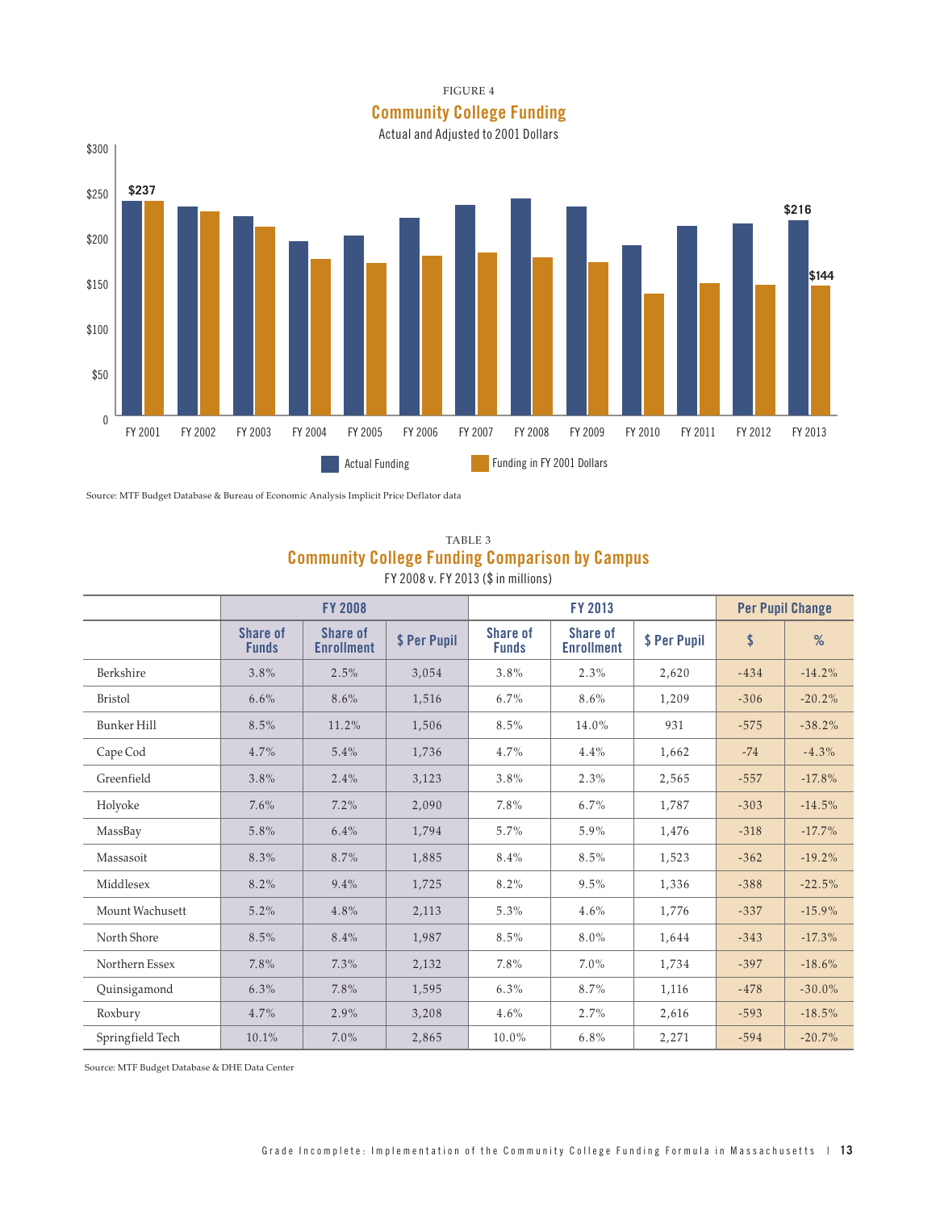FIGURE 4

## Community College Funding

Actual and Adjusted to 2001 Dollars

Source: MTF Budget Database & Bureau of Economic Analysis Implicit Price Deflator data

TABLE 3

## Community College Funding Comparison by Campus

FY 2008 v. FY 2013 ($ in millions)

| | FY 2008 | | | FY 2013 | | | Per Pupil Change | |
|---|---|---|---|---|---|---|---|---|
| | Share of Funds | Share of Enrollment | $ Per Pupil | Share of Funds | Share of Enrollment | $ Per Pupil | $ | % |
| Berkshire | 3.8% | 2.5% | 3,054 | 3.8% | 2.3% | 2,620 | -434 | -14.2% |
| Bristol | 6.6% | 8.6% | 1,516 | 6.7% | 8.6% | 1,209 | -306 | -20.2% |
| Bunker Hill | 8.5% | 11.2% | 1,506 | 8.5% | 14.0% | 931 | -575 | -38.2% |
| Cape Cod | 4.7% | 5.4% | 1,736 | 4.7% | 4.4% | 1,662 | -74 | -4.3% |
| Greenfield | 3.8% | 2.4% | 3,123 | 3.8% | 2.3% | 2,565 | -557 | -17.8% |
| Holyoke | 7.6% | 7.2% | 2,090 | 7.8% | 6.7% | 1,787 | -303 | -14.5% |
| MassBay | 5.8% | 6.4% | 1,794 | 5.7% | 5.9% | 1,476 | -318 | -17.7% |
| Massasoit | 8.3% | 8.7% | 1,885 | 8.4% | 8.5% | 1,523 | -362 | -19.2% |
| Middlesex | 8.2% | 9.4% | 1,725 | 8.2% | 9.5% | 1,336 | -388 | -22.5% |
| Mount Wachusett | 5.2% | 4.8% | 2,113 | 5.3% | 4.6% | 1,776 | -337 | -15.9% |
| North Shore | 8.5% | 8.4% | 1,987 | 8.5% | 8.0% | 1,644 | -343 | -17.3% |
| Northern Essex | 7.8% | 7.3% | 2,132 | 7.8% | 7.0% | 1,734 | -397 | -18.6% |
| Quinsigamond | 6.3% | 7.8% | 1,595 | 6.3% | 8.7% | 1,116 | -478 | -30.0% |
| Roxbury | 4.7% | 2.9% | 3,208 | 4.6% | 2.7% | 2,616 | -593 | -18.5% |
| Springfield Tech | 10.1% | 7.0% | 2,865 | 10.0% | 6.8% | 2,271 | -594 | -20.7% |

Source: MTF Budget Database & DHE Data Center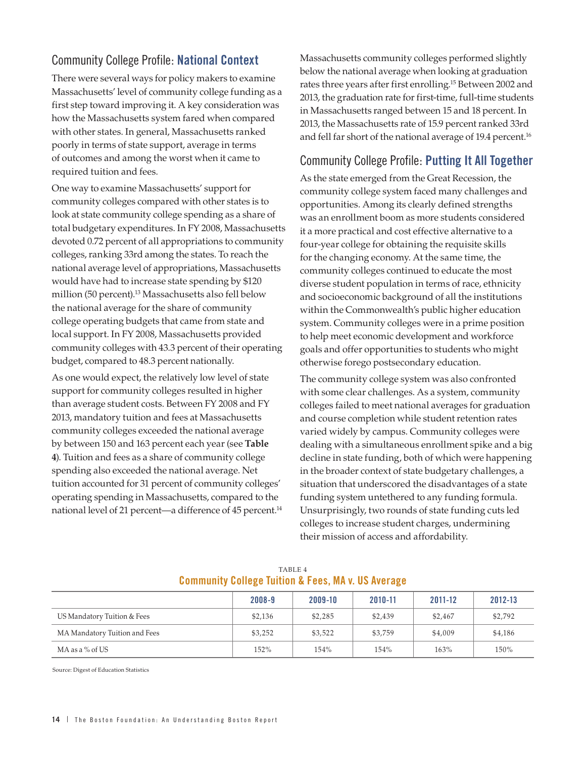## Community College Profile: National Context

There were several ways for policy makers to examine Massachusetts' level of community college funding as a first step toward improving it. A key consideration was how the Massachusetts system fared when compared with other states. In general, Massachusetts ranked poorly in terms of state support, average in terms of outcomes and among the worst when it came to required tuition and fees.

One way to examine Massachusetts' support for community colleges compared with other states is to look at state community college spending as a share of total budgetary expenditures. In FY 2008, Massachusetts devoted 0.72 percent of all appropriations to community colleges, ranking 33rd among the states. To reach the national average level of appropriations, Massachusetts would have had to increase state spending by $120 million (50 percent).[13] Massachusetts also fell below the national average for the share of community college operating budgets that came from state and local support. In FY 2008, Massachusetts provided community colleges with 43.3 percent of their operating budget, compared to 48.3 percent nationally.

As one would expect, the relatively low level of state support for community colleges resulted in higher than average student costs. Between FY 2008 and FY 2013, mandatory tuition and fees at Massachusetts community colleges exceeded the national average by between 150 and 163 percent each year (see **Table 4**). Tuition and fees as a share of community college spending also exceeded the national average. Net tuition accounted for 31 percent of community colleges' operating spending in Massachusetts, compared to the national level of 21 percent—a difference of 45 percent.[14]

Massachusetts community colleges performed slightly below the national average when looking at graduation rates three years after first enrolling.[15] Between 2002 and 2013, the graduation rate for first-time, full-time students in Massachusetts ranged between 15 and 18 percent. In 2013, the Massachusetts rate of 15.9 percent ranked 33rd and fell far short of the national average of 19.4 percent.[16]

## Community College Profile: Putting It All Together

As the state emerged from the Great Recession, the community college system faced many challenges and opportunities. Among its clearly defined strengths was an enrollment boom as more students considered it a more practical and cost effective alternative to a four-year college for obtaining the requisite skills for the changing economy. At the same time, the community colleges continued to educate the most diverse student population in terms of race, ethnicity and socioeconomic background of all the institutions within the Commonwealth's public higher education system. Community colleges were in a prime position to help meet economic development and workforce goals and offer opportunities to students who might otherwise forego postsecondary education.

The community college system was also confronted with some clear challenges. As a system, community colleges failed to meet national averages for graduation and course completion while student retention rates varied widely by campus. Community colleges were dealing with a simultaneous enrollment spike and a big decline in state funding, both of which were happening in the broader context of state budgetary challenges, a situation that underscored the disadvantages of a state funding system untethered to any funding formula. Unsurprisingly, two rounds of state funding cuts led colleges to increase student charges, undermining their mission of access and affordability.

TABLE 4
**Community College Tuition & Fees, MA v. US Average**

| | 2008-9 | 2009-10 | 2010-11 | 2011-12 | 2012-13 |
|---|---|---|---|---|---|
| US Mandatory Tuition & Fees | $2,136 | $2,285 | $2,439 | $2,467 | $2,792 |
| MA Mandatory Tuition and Fees | $3,252 | $3,522 | $3,759 | $4,009 | $4,186 |
| MA as a % of US | 152% | 154% | 154% | 163% | 150% |

Source: Digest of Education Statistics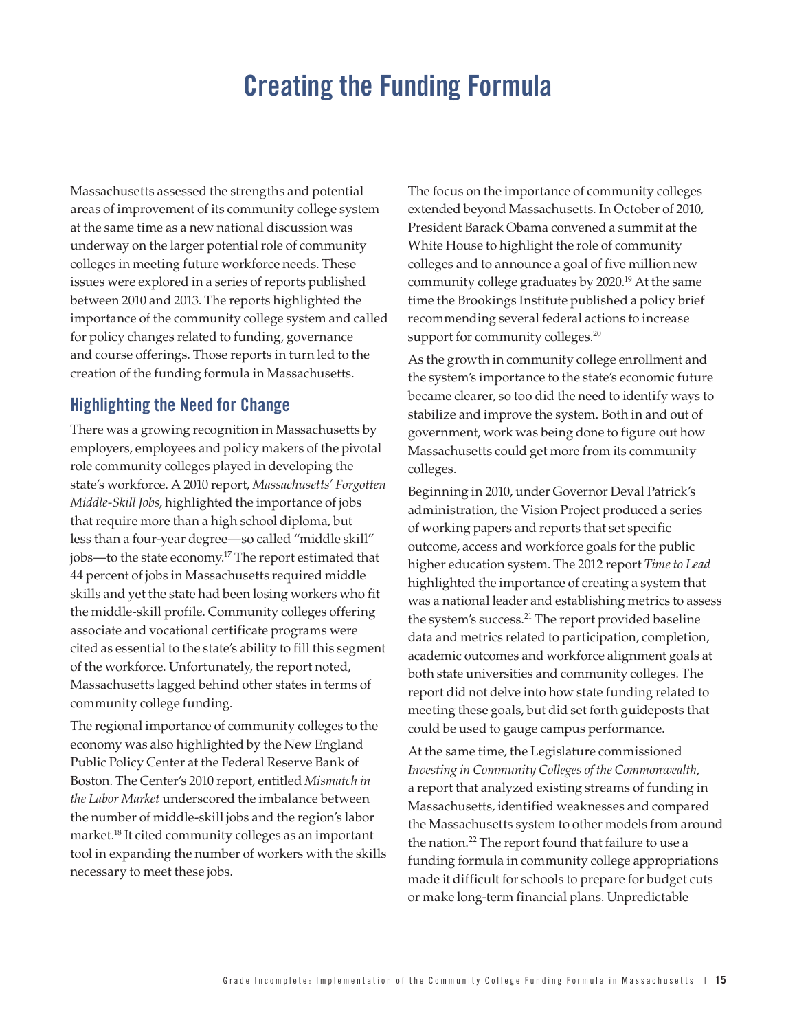# Creating the Funding Formula

Massachusetts assessed the strengths and potential areas of improvement of its community college system at the same time as a new national discussion was underway on the larger potential role of community colleges in meeting future workforce needs. These issues were explored in a series of reports published between 2010 and 2013. The reports highlighted the importance of the community college system and called for policy changes related to funding, governance and course offerings. Those reports in turn led to the creation of the funding formula in Massachusetts.

## Highlighting the Need for Change

There was a growing recognition in Massachusetts by employers, employees and policy makers of the pivotal role community colleges played in developing the state's workforce. A 2010 report, *Massachusetts' Forgotten Middle-Skill Jobs*, highlighted the importance of jobs that require more than a high school diploma, but less than a four-year degree—so called "middle skill" jobs—to the state economy.[17] The report estimated that 44 percent of jobs in Massachusetts required middle skills and yet the state had been losing workers who fit the middle-skill profile. Community colleges offering associate and vocational certificate programs were cited as essential to the state's ability to fill this segment of the workforce. Unfortunately, the report noted, Massachusetts lagged behind other states in terms of community college funding.

The regional importance of community colleges to the economy was also highlighted by the New England Public Policy Center at the Federal Reserve Bank of Boston. The Center's 2010 report, entitled *Mismatch in the Labor Market* underscored the imbalance between the number of middle-skill jobs and the region's labor market.[18] It cited community colleges as an important tool in expanding the number of workers with the skills necessary to meet these jobs.

The focus on the importance of community colleges extended beyond Massachusetts. In October of 2010, President Barack Obama convened a summit at the White House to highlight the role of community colleges and to announce a goal of five million new community college graduates by 2020.[19] At the same time the Brookings Institute published a policy brief recommending several federal actions to increase support for community colleges.[20]

As the growth in community college enrollment and the system's importance to the state's economic future became clearer, so too did the need to identify ways to stabilize and improve the system. Both in and out of government, work was being done to figure out how Massachusetts could get more from its community colleges.

Beginning in 2010, under Governor Deval Patrick's administration, the Vision Project produced a series of working papers and reports that set specific outcome, access and workforce goals for the public higher education system. The 2012 report *Time to Lead* highlighted the importance of creating a system that was a national leader and establishing metrics to assess the system's success.[21] The report provided baseline data and metrics related to participation, completion, academic outcomes and workforce alignment goals at both state universities and community colleges. The report did not delve into how state funding related to meeting these goals, but did set forth guideposts that could be used to gauge campus performance.

At the same time, the Legislature commissioned *Investing in Community Colleges of the Commonwealth*, a report that analyzed existing streams of funding in Massachusetts, identified weaknesses and compared the Massachusetts system to other models from around the nation.[22] The report found that failure to use a funding formula in community college appropriations made it difficult for schools to prepare for budget cuts or make long-term financial plans. Unpredictable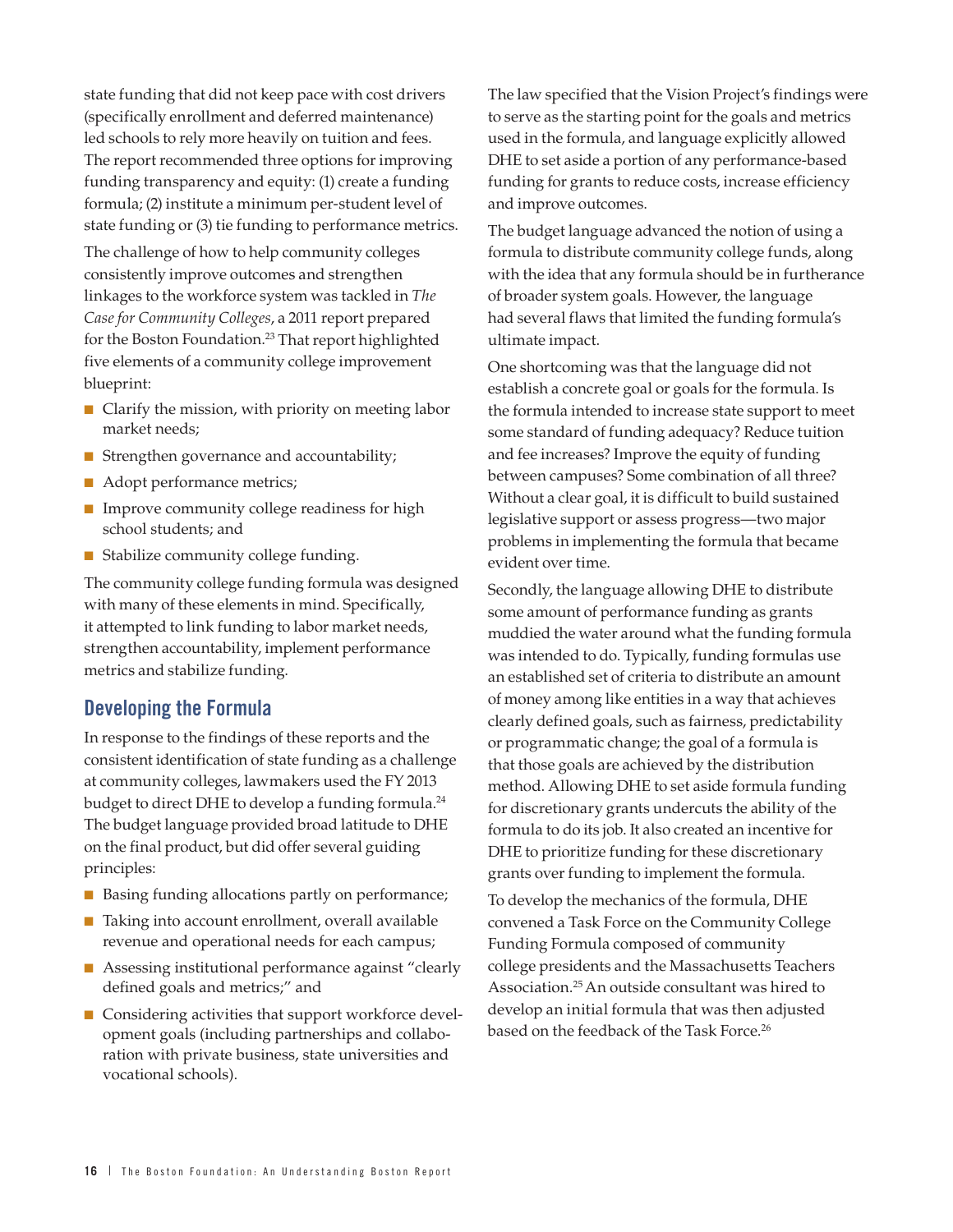state funding that did not keep pace with cost drivers (specifically enrollment and deferred maintenance) led schools to rely more heavily on tuition and fees. The report recommended three options for improving funding transparency and equity: (1) create a funding formula; (2) institute a minimum per-student level of state funding or (3) tie funding to performance metrics.

The challenge of how to help community colleges consistently improve outcomes and strengthen linkages to the workforce system was tackled in *The Case for Community Colleges*, a 2011 report prepared for the Boston Foundation.[23] That report highlighted five elements of a community college improvement blueprint:

- Clarify the mission, with priority on meeting labor market needs;
- Strengthen governance and accountability;
- Adopt performance metrics;
- Improve community college readiness for high school students; and
- Stabilize community college funding.

The community college funding formula was designed with many of these elements in mind. Specifically, it attempted to link funding to labor market needs, strengthen accountability, implement performance metrics and stabilize funding.

## Developing the Formula

In response to the findings of these reports and the consistent identification of state funding as a challenge at community colleges, lawmakers used the FY 2013 budget to direct DHE to develop a funding formula.[24] The budget language provided broad latitude to DHE on the final product, but did offer several guiding principles:

- Basing funding allocations partly on performance;
- Taking into account enrollment, overall available revenue and operational needs for each campus;
- Assessing institutional performance against "clearly defined goals and metrics;" and
- Considering activities that support workforce development goals (including partnerships and collaboration with private business, state universities and vocational schools).

The law specified that the Vision Project's findings were to serve as the starting point for the goals and metrics used in the formula, and language explicitly allowed DHE to set aside a portion of any performance-based funding for grants to reduce costs, increase efficiency and improve outcomes.

The budget language advanced the notion of using a formula to distribute community college funds, along with the idea that any formula should be in furtherance of broader system goals. However, the language had several flaws that limited the funding formula's ultimate impact.

One shortcoming was that the language did not establish a concrete goal or goals for the formula. Is the formula intended to increase state support to meet some standard of funding adequacy? Reduce tuition and fee increases? Improve the equity of funding between campuses? Some combination of all three? Without a clear goal, it is difficult to build sustained legislative support or assess progress—two major problems in implementing the formula that became evident over time.

Secondly, the language allowing DHE to distribute some amount of performance funding as grants muddied the water around what the funding formula was intended to do. Typically, funding formulas use an established set of criteria to distribute an amount of money among like entities in a way that achieves clearly defined goals, such as fairness, predictability or programmatic change; the goal of a formula is that those goals are achieved by the distribution method. Allowing DHE to set aside formula funding for discretionary grants undercuts the ability of the formula to do its job. It also created an incentive for DHE to prioritize funding for these discretionary grants over funding to implement the formula.

To develop the mechanics of the formula, DHE convened a Task Force on the Community College Funding Formula composed of community college presidents and the Massachusetts Teachers Association.[25] An outside consultant was hired to develop an initial formula that was then adjusted based on the feedback of the Task Force.[26]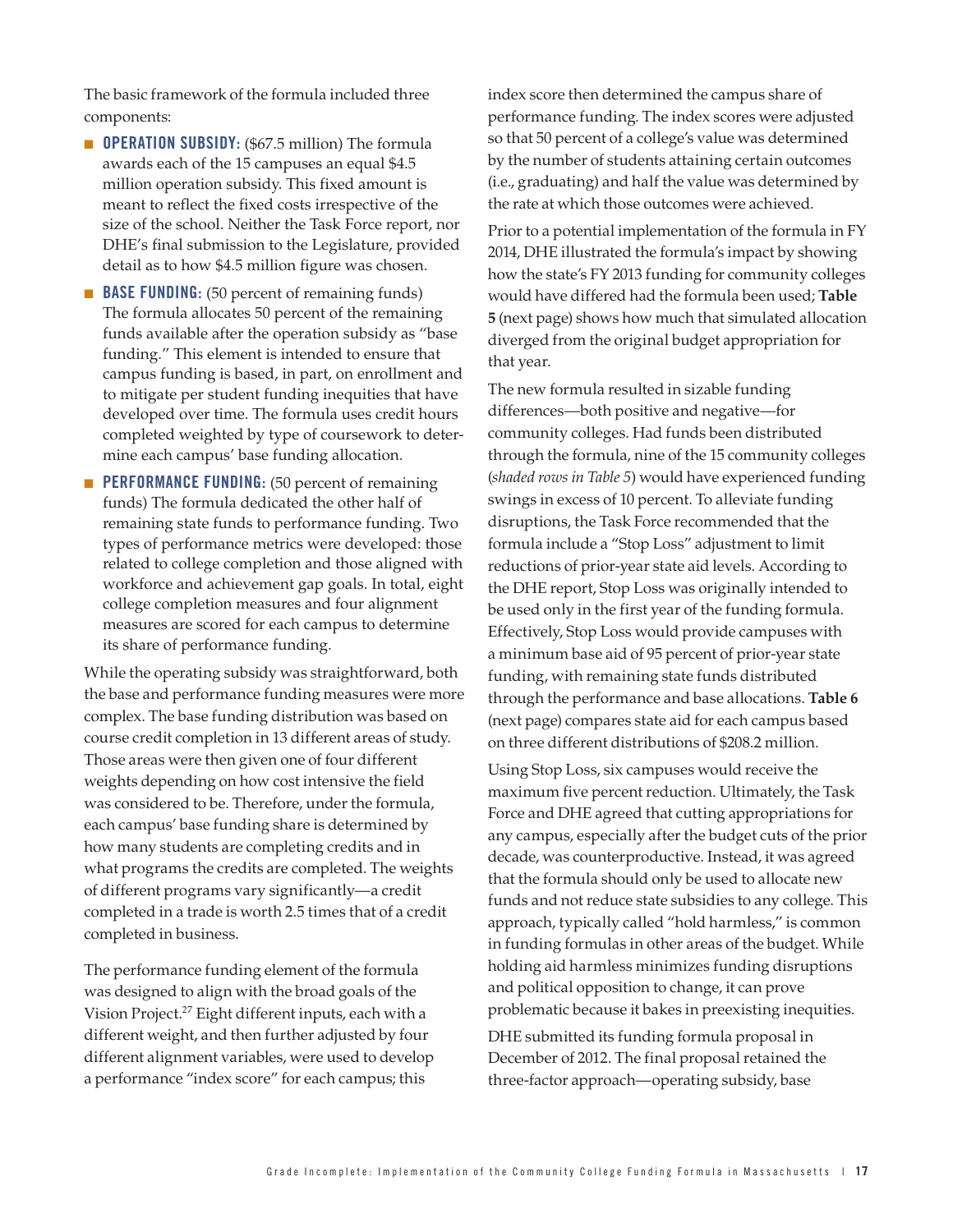The basic framework of the formula included three components:

- **OPERATION SUBSIDY:** ($67.5 million) The formula awards each of the 15 campuses an equal $4.5 million operation subsidy. This fixed amount is meant to reflect the fixed costs irrespective of the size of the school. Neither the Task Force report, nor DHE's final submission to the Legislature, provided detail as to how $4.5 million figure was chosen.
- **BASE FUNDING:** (50 percent of remaining funds) The formula allocates 50 percent of the remaining funds available after the operation subsidy as "base funding." This element is intended to ensure that campus funding is based, in part, on enrollment and to mitigate per student funding inequities that have developed over time. The formula uses credit hours completed weighted by type of coursework to determine each campus' base funding allocation.
- **PERFORMANCE FUNDING:** (50 percent of remaining funds) The formula dedicated the other half of remaining state funds to performance funding. Two types of performance metrics were developed: those related to college completion and those aligned with workforce and achievement gap goals. In total, eight college completion measures and four alignment measures are scored for each campus to determine its share of performance funding.

While the operating subsidy was straightforward, both the base and performance funding measures were more complex. The base funding distribution was based on course credit completion in 13 different areas of study. Those areas were then given one of four different weights depending on how cost intensive the field was considered to be. Therefore, under the formula, each campus' base funding share is determined by how many students are completing credits and in what programs the credits are completed. The weights of different programs vary significantly—a credit completed in a trade is worth 2.5 times that of a credit completed in business.

The performance funding element of the formula was designed to align with the broad goals of the Vision Project.[27] Eight different inputs, each with a different weight, and then further adjusted by four different alignment variables, were used to develop a performance "index score" for each campus; this index score then determined the campus share of performance funding. The index scores were adjusted so that 50 percent of a college's value was determined by the number of students attaining certain outcomes (i.e., graduating) and half the value was determined by the rate at which those outcomes were achieved.

Prior to a potential implementation of the formula in FY 2014, DHE illustrated the formula's impact by showing how the state's FY 2013 funding for community colleges would have differed had the formula been used; **Table 5** (next page) shows how much that simulated allocation diverged from the original budget appropriation for that year.

The new formula resulted in sizable funding differences—both positive and negative—for community colleges. Had funds been distributed through the formula, nine of the 15 community colleges (*shaded rows in Table 5*) would have experienced funding swings in excess of 10 percent. To alleviate funding disruptions, the Task Force recommended that the formula include a "Stop Loss" adjustment to limit reductions of prior-year state aid levels. According to the DHE report, Stop Loss was originally intended to be used only in the first year of the funding formula. Effectively, Stop Loss would provide campuses with a minimum base aid of 95 percent of prior-year state funding, with remaining state funds distributed through the performance and base allocations. **Table 6** (next page) compares state aid for each campus based on three different distributions of $208.2 million.

Using Stop Loss, six campuses would receive the maximum five percent reduction. Ultimately, the Task Force and DHE agreed that cutting appropriations for any campus, especially after the budget cuts of the prior decade, was counterproductive. Instead, it was agreed that the formula should only be used to allocate new funds and not reduce state subsidies to any college. This approach, typically called "hold harmless," is common in funding formulas in other areas of the budget. While holding aid harmless minimizes funding disruptions and political opposition to change, it can prove problematic because it bakes in preexisting inequities.

DHE submitted its funding formula proposal in December of 2012. The final proposal retained the three-factor approach—operating subsidy, base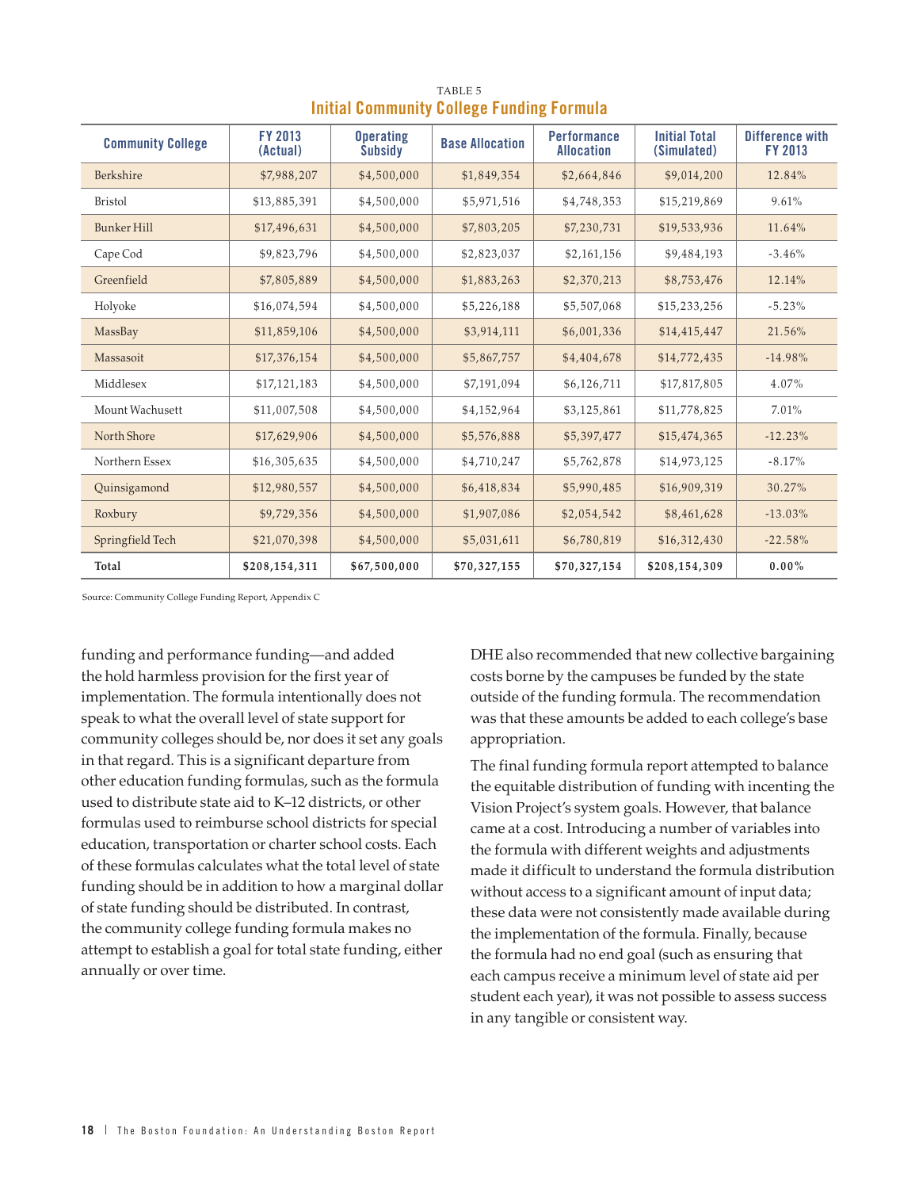TABLE 5

## Initial Community College Funding Formula

| Community College | FY 2013 (Actual) | Operating Subsidy | Base Allocation | Performance Allocation | Initial Total (Simulated) | Difference with FY 2013 |
|---|---|---|---|---|---|---|
| Berkshire | $7,988,207 | $4,500,000 | $1,849,354 | $2,664,846 | $9,014,200 | 12.84% |
| Bristol | $13,885,391 | $4,500,000 | $5,971,516 | $4,748,353 | $15,219,869 | 9.61% |
| Bunker Hill | $17,496,631 | $4,500,000 | $7,803,205 | $7,230,731 | $19,533,936 | 11.64% |
| Cape Cod | $9,823,796 | $4,500,000 | $2,823,037 | $2,161,156 | $9,484,193 | -3.46% |
| Greenfield | $7,805,889 | $4,500,000 | $1,883,263 | $2,370,213 | $8,753,476 | 12.14% |
| Holyoke | $16,074,594 | $4,500,000 | $5,226,188 | $5,507,068 | $15,233,256 | -5.23% |
| MassBay | $11,859,106 | $4,500,000 | $3,914,111 | $6,001,336 | $14,415,447 | 21.56% |
| Massasoit | $17,376,154 | $4,500,000 | $5,867,757 | $4,404,678 | $14,772,435 | -14.98% |
| Middlesex | $17,121,183 | $4,500,000 | $7,191,094 | $6,126,711 | $17,817,805 | 4.07% |
| Mount Wachusett | $11,007,508 | $4,500,000 | $4,152,964 | $3,125,861 | $11,778,825 | 7.01% |
| North Shore | $17,629,906 | $4,500,000 | $5,576,888 | $5,397,477 | $15,474,365 | -12.23% |
| Northern Essex | $16,305,635 | $4,500,000 | $4,710,247 | $5,762,878 | $14,973,125 | -8.17% |
| Quinsigamond | $12,980,557 | $4,500,000 | $6,418,834 | $5,990,485 | $16,909,319 | 30.27% |
| Roxbury | $9,729,356 | $4,500,000 | $1,907,086 | $2,054,542 | $8,461,628 | -13.03% |
| Springfield Tech | $21,070,398 | $4,500,000 | $5,031,611 | $6,780,819 | $16,312,430 | -22.58% |
| **Total** | **$208,154,311** | **$67,500,000** | **$70,327,155** | **$70,327,154** | **$208,154,309** | **0.00%** |

Source: Community College Funding Report, Appendix C

funding and performance funding—and added the hold harmless provision for the first year of implementation. The formula intentionally does not speak to what the overall level of state support for community colleges should be, nor does it set any goals in that regard. This is a significant departure from other education funding formulas, such as the formula used to distribute state aid to K–12 districts, or other formulas used to reimburse school districts for special education, transportation or charter school costs. Each of these formulas calculates what the total level of state funding should be in addition to how a marginal dollar of state funding should be distributed. In contrast, the community college funding formula makes no attempt to establish a goal for total state funding, either annually or over time.

DHE also recommended that new collective bargaining costs borne by the campuses be funded by the state outside of the funding formula. The recommendation was that these amounts be added to each college's base appropriation.

The final funding formula report attempted to balance the equitable distribution of funding with incenting the Vision Project's system goals. However, that balance came at a cost. Introducing a number of variables into the formula with different weights and adjustments made it difficult to understand the formula distribution without access to a significant amount of input data; these data were not consistently made available during the implementation of the formula. Finally, because the formula had no end goal (such as ensuring that each campus receive a minimum level of state aid per student each year), it was not possible to assess success in any tangible or consistent way.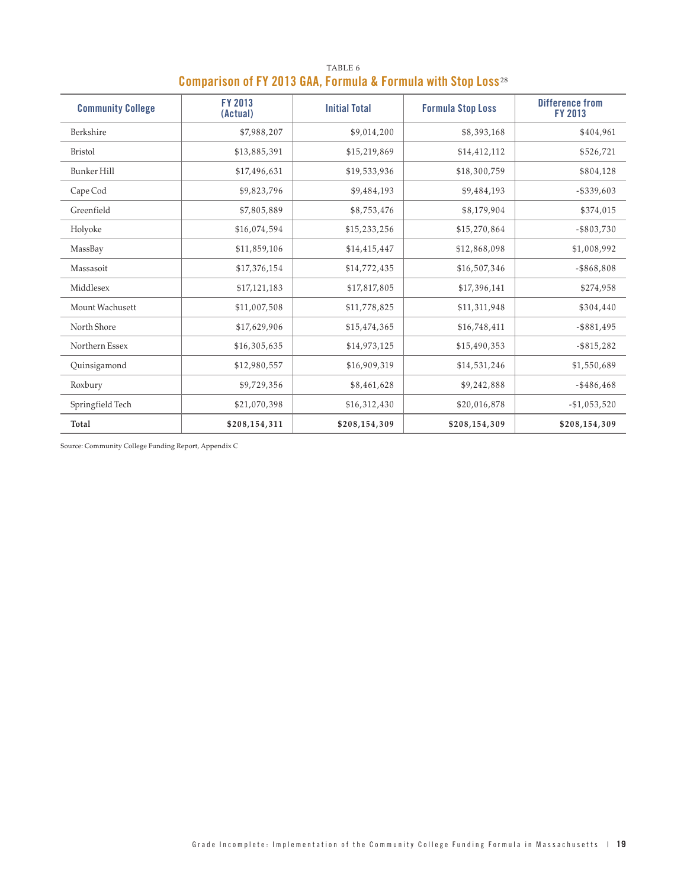TABLE 6

## Comparison of FY 2013 GAA, Formula & Formula with Stop Loss[28]

| Community College | FY 2013 (Actual) | Initial Total | Formula Stop Loss | Difference from FY 2013 |
|---|---|---|---|---|
| Berkshire | $7,988,207 | $9,014,200 | $8,393,168 | $404,961 |
| Bristol | $13,885,391 | $15,219,869 | $14,412,112 | $526,721 |
| Bunker Hill | $17,496,631 | $19,533,936 | $18,300,759 | $804,128 |
| Cape Cod | $9,823,796 | $9,484,193 | $9,484,193 | -$339,603 |
| Greenfield | $7,805,889 | $8,753,476 | $8,179,904 | $374,015 |
| Holyoke | $16,074,594 | $15,233,256 | $15,270,864 | -$803,730 |
| MassBay | $11,859,106 | $14,415,447 | $12,868,098 | $1,008,992 |
| Massasoit | $17,376,154 | $14,772,435 | $16,507,346 | -$868,808 |
| Middlesex | $17,121,183 | $17,817,805 | $17,396,141 | $274,958 |
| Mount Wachusett | $11,007,508 | $11,778,825 | $11,311,948 | $304,440 |
| North Shore | $17,629,906 | $15,474,365 | $16,748,411 | -$881,495 |
| Northern Essex | $16,305,635 | $14,973,125 | $15,490,353 | -$815,282 |
| Quinsigamond | $12,980,557 | $16,909,319 | $14,531,246 | $1,550,689 |
| Roxbury | $9,729,356 | $8,461,628 | $9,242,888 | -$486,468 |
| Springfield Tech | $21,070,398 | $16,312,430 | $20,016,878 | -$1,053,520 |
| **Total** | **$208,154,311** | **$208,154,309** | **$208,154,309** | **$208,154,309** |

Source: Community College Funding Report, Appendix C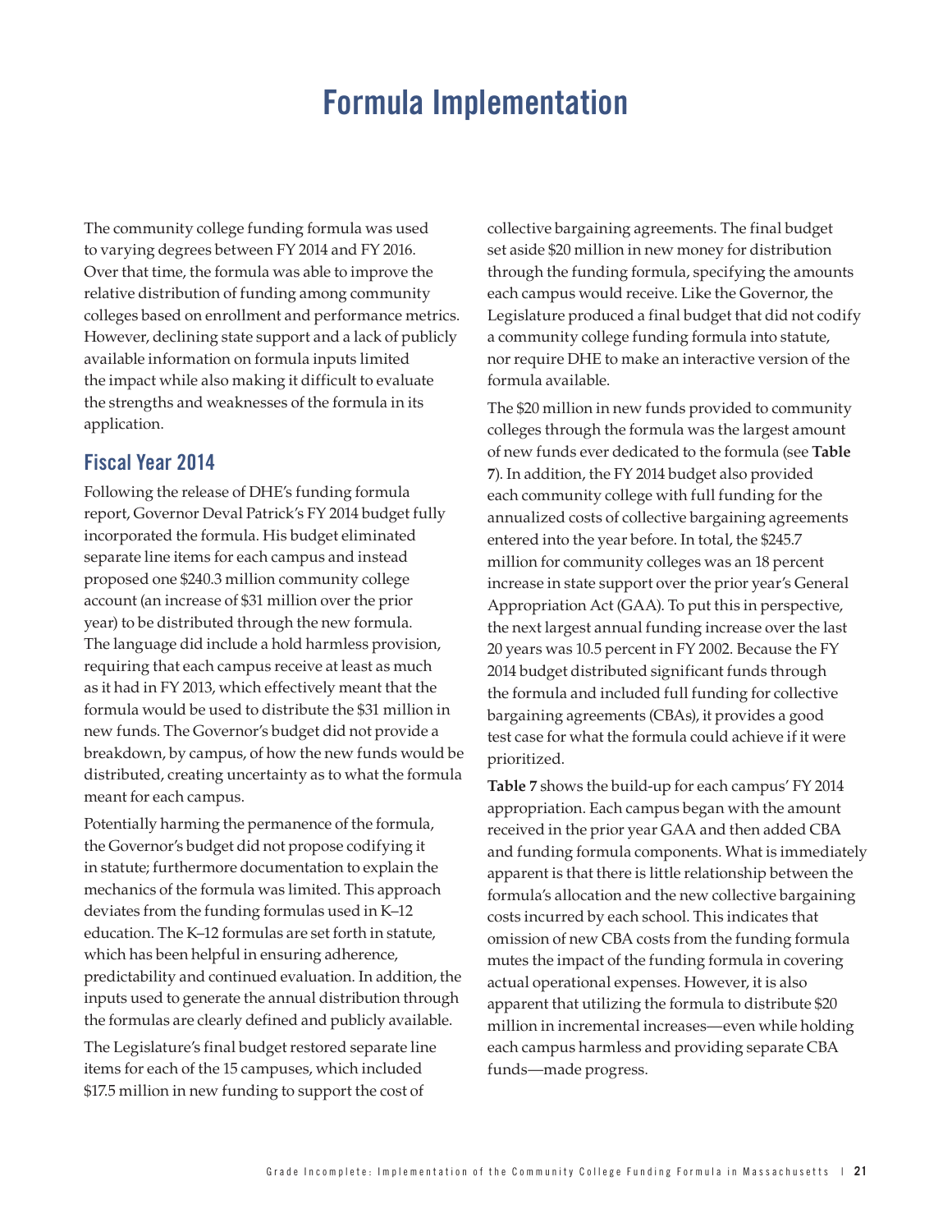# Formula Implementation

The community college funding formula was used to varying degrees between FY 2014 and FY 2016. Over that time, the formula was able to improve the relative distribution of funding among community colleges based on enrollment and performance metrics. However, declining state support and a lack of publicly available information on formula inputs limited the impact while also making it difficult to evaluate the strengths and weaknesses of the formula in its application.

## Fiscal Year 2014

Following the release of DHE's funding formula report, Governor Deval Patrick's FY 2014 budget fully incorporated the formula. His budget eliminated separate line items for each campus and instead proposed one $240.3 million community college account (an increase of $31 million over the prior year) to be distributed through the new formula. The language did include a hold harmless provision, requiring that each campus receive at least as much as it had in FY 2013, which effectively meant that the formula would be used to distribute the $31 million in new funds. The Governor's budget did not provide a breakdown, by campus, of how the new funds would be distributed, creating uncertainty as to what the formula meant for each campus.

Potentially harming the permanence of the formula, the Governor's budget did not propose codifying it in statute; furthermore documentation to explain the mechanics of the formula was limited. This approach deviates from the funding formulas used in K–12 education. The K–12 formulas are set forth in statute, which has been helpful in ensuring adherence, predictability and continued evaluation. In addition, the inputs used to generate the annual distribution through the formulas are clearly defined and publicly available.

The Legislature's final budget restored separate line items for each of the 15 campuses, which included $17.5 million in new funding to support the cost of collective bargaining agreements. The final budget set aside $20 million in new money for distribution through the funding formula, specifying the amounts each campus would receive. Like the Governor, the Legislature produced a final budget that did not codify a community college funding formula into statute, nor require DHE to make an interactive version of the formula available.

The $20 million in new funds provided to community colleges through the formula was the largest amount of new funds ever dedicated to the formula (see **Table 7**). In addition, the FY 2014 budget also provided each community college with full funding for the annualized costs of collective bargaining agreements entered into the year before. In total, the $245.7 million for community colleges was an 18 percent increase in state support over the prior year's General Appropriation Act (GAA). To put this in perspective, the next largest annual funding increase over the last 20 years was 10.5 percent in FY 2002. Because the FY 2014 budget distributed significant funds through the formula and included full funding for collective bargaining agreements (CBAs), it provides a good test case for what the formula could achieve if it were prioritized.

**Table 7** shows the build-up for each campus' FY 2014 appropriation. Each campus began with the amount received in the prior year GAA and then added CBA and funding formula components. What is immediately apparent is that there is little relationship between the formula's allocation and the new collective bargaining costs incurred by each school. This indicates that omission of new CBA costs from the funding formula mutes the impact of the funding formula in covering actual operational expenses. However, it is also apparent that utilizing the formula to distribute $20 million in incremental increases—even while holding each campus harmless and providing separate CBA funds—made progress.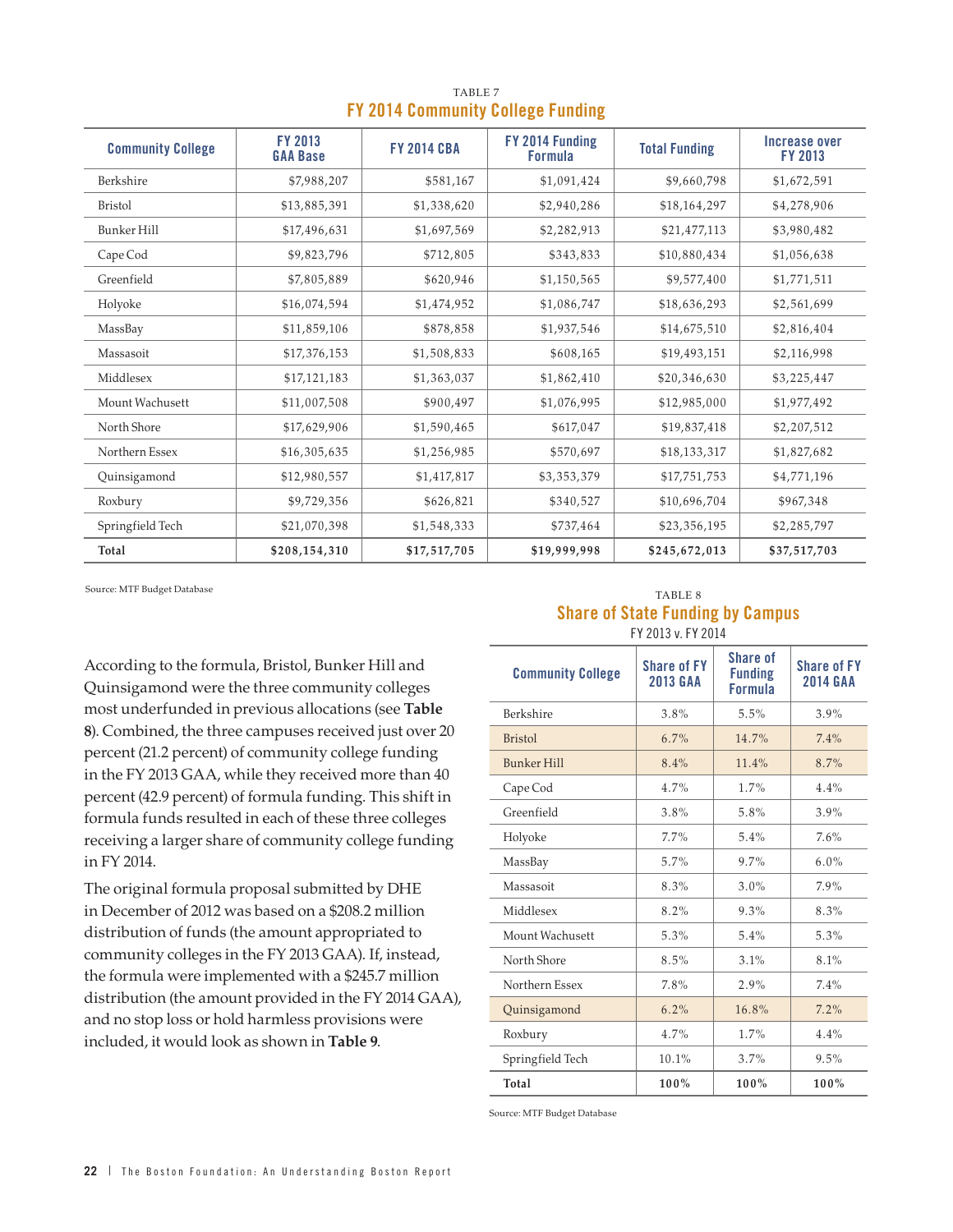TABLE 7

## FY 2014 Community College Funding

| Community College | FY 2013 GAA Base | FY 2014 CBA | FY 2014 Funding Formula | Total Funding | Increase over FY 2013 |
|---|---|---|---|---|---|
| Berkshire | $7,988,207 | $581,167 | $1,091,424 | $9,660,798 | $1,672,591 |
| Bristol | $13,885,391 | $1,338,620 | $2,940,286 | $18,164,297 | $4,278,906 |
| Bunker Hill | $17,496,631 | $1,697,569 | $2,282,913 | $21,477,113 | $3,980,482 |
| Cape Cod | $9,823,796 | $712,805 | $343,833 | $10,880,434 | $1,056,638 |
| Greenfield | $7,805,889 | $620,946 | $1,150,565 | $9,577,400 | $1,771,511 |
| Holyoke | $16,074,594 | $1,474,952 | $1,086,747 | $18,636,293 | $2,561,699 |
| MassBay | $11,859,106 | $878,858 | $1,937,546 | $14,675,510 | $2,816,404 |
| Massasoit | $17,376,153 | $1,508,833 | $608,165 | $19,493,151 | $2,116,998 |
| Middlesex | $17,121,183 | $1,363,037 | $1,862,410 | $20,346,630 | $3,225,447 |
| Mount Wachusett | $11,007,508 | $900,497 | $1,076,995 | $12,985,000 | $1,977,492 |
| North Shore | $17,629,906 | $1,590,465 | $617,047 | $19,837,418 | $2,207,512 |
| Northern Essex | $16,305,635 | $1,256,985 | $570,697 | $18,133,317 | $1,827,682 |
| Quinsigamond | $12,980,557 | $1,417,817 | $3,353,379 | $17,751,753 | $4,771,196 |
| Roxbury | $9,729,356 | $626,821 | $340,527 | $10,696,704 | $967,348 |
| Springfield Tech | $21,070,398 | $1,548,333 | $737,464 | $23,356,195 | $2,285,797 |
| **Total** | **$208,154,310** | **$17,517,705** | **$19,999,998** | **$245,672,013** | **$37,517,703** |

Source: MTF Budget Database

According to the formula, Bristol, Bunker Hill and Quinsigamond were the three community colleges most underfunded in previous allocations (see **Table 8**). Combined, the three campuses received just over 20 percent (21.2 percent) of community college funding in the FY 2013 GAA, while they received more than 40 percent (42.9 percent) of formula funding. This shift in formula funds resulted in each of these three colleges receiving a larger share of community college funding in FY 2014.

The original formula proposal submitted by DHE in December of 2012 was based on a $208.2 million distribution of funds (the amount appropriated to community colleges in the FY 2013 GAA). If, instead, the formula were implemented with a $245.7 million distribution (the amount provided in the FY 2014 GAA), and no stop loss or hold harmless provisions were included, it would look as shown in **Table 9**.

TABLE 8

## Share of State Funding by Campus

FY 2013 v. FY 2014

| Community College | Share of FY 2013 GAA | Share of Funding Formula | Share of FY 2014 GAA |
|---|---|---|---|
| Berkshire | 3.8% | 5.5% | 3.9% |
| Bristol | 6.7% | 14.7% | 7.4% |
| Bunker Hill | 8.4% | 11.4% | 8.7% |
| Cape Cod | 4.7% | 1.7% | 4.4% |
| Greenfield | 3.8% | 5.8% | 3.9% |
| Holyoke | 7.7% | 5.4% | 7.6% |
| MassBay | 5.7% | 9.7% | 6.0% |
| Massasoit | 8.3% | 3.0% | 7.9% |
| Middlesex | 8.2% | 9.3% | 8.3% |
| Mount Wachusett | 5.3% | 5.4% | 5.3% |
| North Shore | 8.5% | 3.1% | 8.1% |
| Northern Essex | 7.8% | 2.9% | 7.4% |
| Quinsigamond | 6.2% | 16.8% | 7.2% |
| Roxbury | 4.7% | 1.7% | 4.4% |
| Springfield Tech | 10.1% | 3.7% | 9.5% |
| **Total** | **100%** | **100%** | **100%** |

Source: MTF Budget Database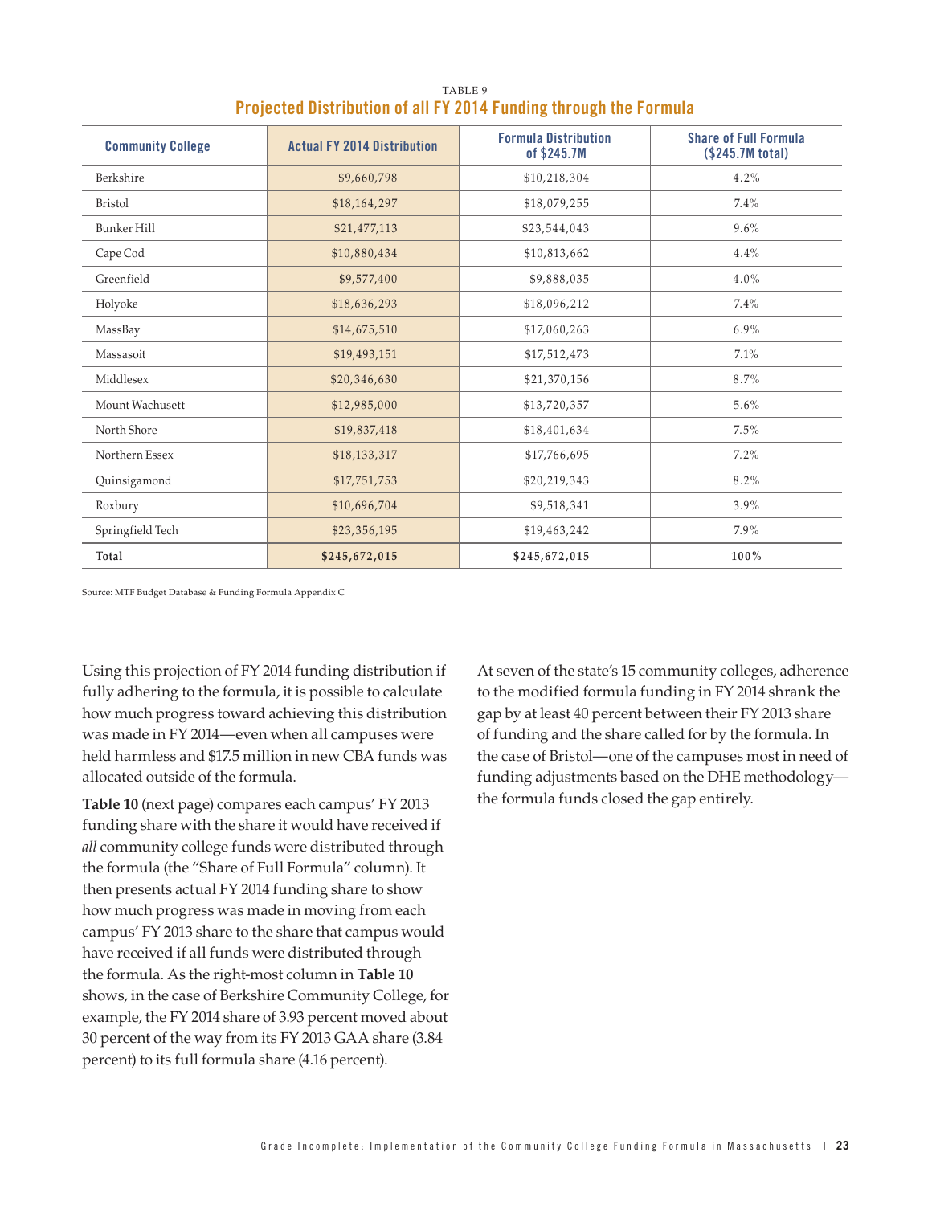TABLE 9

## Projected Distribution of all FY 2014 Funding through the Formula

| Community College | Actual FY 2014 Distribution | Formula Distribution of $245.7M | Share of Full Formula ($245.7M total) |
|---|---|---|---|
| Berkshire | $9,660,798 | $10,218,304 | 4.2% |
| Bristol | $18,164,297 | $18,079,255 | 7.4% |
| Bunker Hill | $21,477,113 | $23,544,043 | 9.6% |
| Cape Cod | $10,880,434 | $10,813,662 | 4.4% |
| Greenfield | $9,577,400 | $9,888,035 | 4.0% |
| Holyoke | $18,636,293 | $18,096,212 | 7.4% |
| MassBay | $14,675,510 | $17,060,263 | 6.9% |
| Massasoit | $19,493,151 | $17,512,473 | 7.1% |
| Middlesex | $20,346,630 | $21,370,156 | 8.7% |
| Mount Wachusett | $12,985,000 | $13,720,357 | 5.6% |
| North Shore | $19,837,418 | $18,401,634 | 7.5% |
| Northern Essex | $18,133,317 | $17,766,695 | 7.2% |
| Quinsigamond | $17,751,753 | $20,219,343 | 8.2% |
| Roxbury | $10,696,704 | $9,518,341 | 3.9% |
| Springfield Tech | $23,356,195 | $19,463,242 | 7.9% |
| **Total** | **$245,672,015** | **$245,672,015** | **100%** |

Source: MTF Budget Database & Funding Formula Appendix C

Using this projection of FY 2014 funding distribution if fully adhering to the formula, it is possible to calculate how much progress toward achieving this distribution was made in FY 2014—even when all campuses were held harmless and $17.5 million in new CBA funds was allocated outside of the formula.

**Table 10** (next page) compares each campus' FY 2013 funding share with the share it would have received if *all* community college funds were distributed through the formula (the "Share of Full Formula" column). It then presents actual FY 2014 funding share to show how much progress was made in moving from each campus' FY 2013 share to the share that campus would have received if all funds were distributed through the formula. As the right-most column in **Table 10** shows, in the case of Berkshire Community College, for example, the FY 2014 share of 3.93 percent moved about 30 percent of the way from its FY 2013 GAA share (3.84 percent) to its full formula share (4.16 percent).

At seven of the state's 15 community colleges, adherence to the modified formula funding in FY 2014 shrank the gap by at least 40 percent between their FY 2013 share of funding and the share called for by the formula. In the case of Bristol—one of the campuses most in need of funding adjustments based on the DHE methodology—the formula funds closed the gap entirely.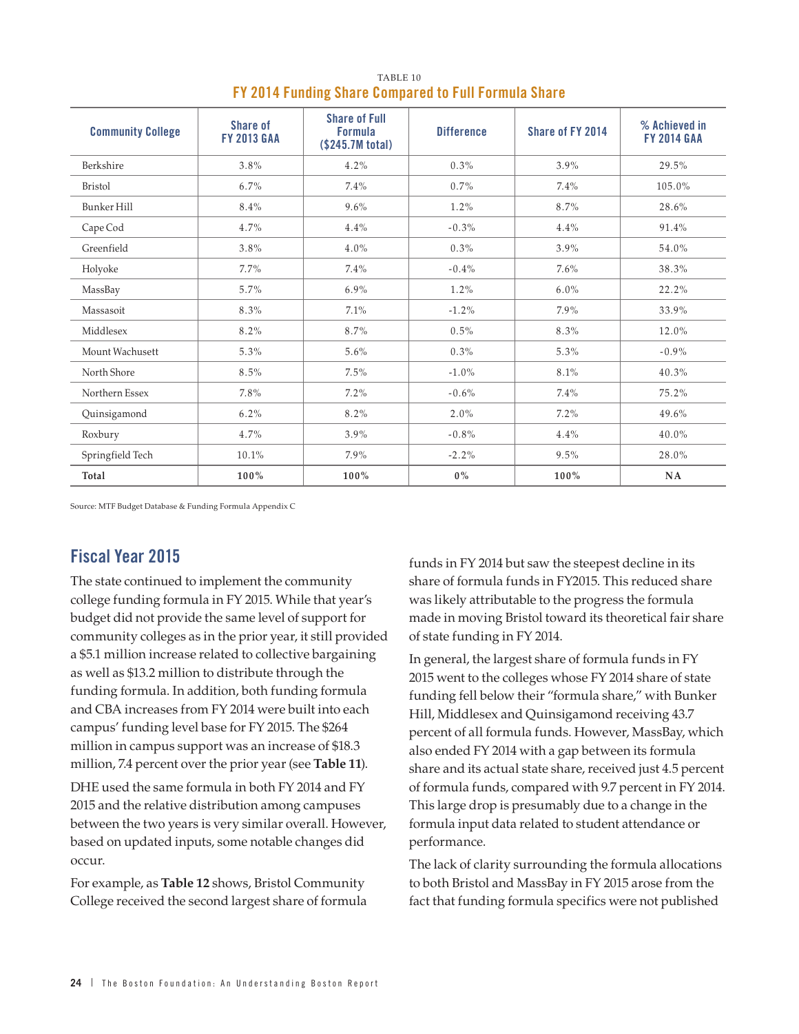TABLE 10

### FY 2014 Funding Share Compared to Full Formula Share

| Community College | Share of FY 2013 GAA | Share of Full Formula ($245.7M total) | Difference | Share of FY 2014 | % Achieved in FY 2014 GAA |
|---|---|---|---|---|---|
| Berkshire | 3.8% | 4.2% | 0.3% | 3.9% | 29.5% |
| Bristol | 6.7% | 7.4% | 0.7% | 7.4% | 105.0% |
| Bunker Hill | 8.4% | 9.6% | 1.2% | 8.7% | 28.6% |
| Cape Cod | 4.7% | 4.4% | -0.3% | 4.4% | 91.4% |
| Greenfield | 3.8% | 4.0% | 0.3% | 3.9% | 54.0% |
| Holyoke | 7.7% | 7.4% | -0.4% | 7.6% | 38.3% |
| MassBay | 5.7% | 6.9% | 1.2% | 6.0% | 22.2% |
| Massasoit | 8.3% | 7.1% | -1.2% | 7.9% | 33.9% |
| Middlesex | 8.2% | 8.7% | 0.5% | 8.3% | 12.0% |
| Mount Wachusett | 5.3% | 5.6% | 0.3% | 5.3% | -0.9% |
| North Shore | 8.5% | 7.5% | -1.0% | 8.1% | 40.3% |
| Northern Essex | 7.8% | 7.2% | -0.6% | 7.4% | 75.2% |
| Quinsigamond | 6.2% | 8.2% | 2.0% | 7.2% | 49.6% |
| Roxbury | 4.7% | 3.9% | -0.8% | 4.4% | 40.0% |
| Springfield Tech | 10.1% | 7.9% | -2.2% | 9.5% | 28.0% |
| **Total** | **100%** | **100%** | **0%** | **100%** | **NA** |

Source: MTF Budget Database & Funding Formula Appendix C

## Fiscal Year 2015

The state continued to implement the community college funding formula in FY 2015. While that year's budget did not provide the same level of support for community colleges as in the prior year, it still provided a $5.1 million increase related to collective bargaining as well as $13.2 million to distribute through the funding formula. In addition, both funding formula and CBA increases from FY 2014 were built into each campus' funding level base for FY 2015. The $264 million in campus support was an increase of $18.3 million, 7.4 percent over the prior year (see **Table 11**).

DHE used the same formula in both FY 2014 and FY 2015 and the relative distribution among campuses between the two years is very similar overall. However, based on updated inputs, some notable changes did occur.

For example, as **Table 12** shows, Bristol Community College received the second largest share of formula funds in FY 2014 but saw the steepest decline in its share of formula funds in FY2015. This reduced share was likely attributable to the progress the formula made in moving Bristol toward its theoretical fair share of state funding in FY 2014.

In general, the largest share of formula funds in FY 2015 went to the colleges whose FY 2014 share of state funding fell below their "formula share," with Bunker Hill, Middlesex and Quinsigamond receiving 43.7 percent of all formula funds. However, MassBay, which also ended FY 2014 with a gap between its formula share and its actual state share, received just 4.5 percent of formula funds, compared with 9.7 percent in FY 2014. This large drop is presumably due to a change in the formula input data related to student attendance or performance.

The lack of clarity surrounding the formula allocations to both Bristol and MassBay in FY 2015 arose from the fact that funding formula specifics were not published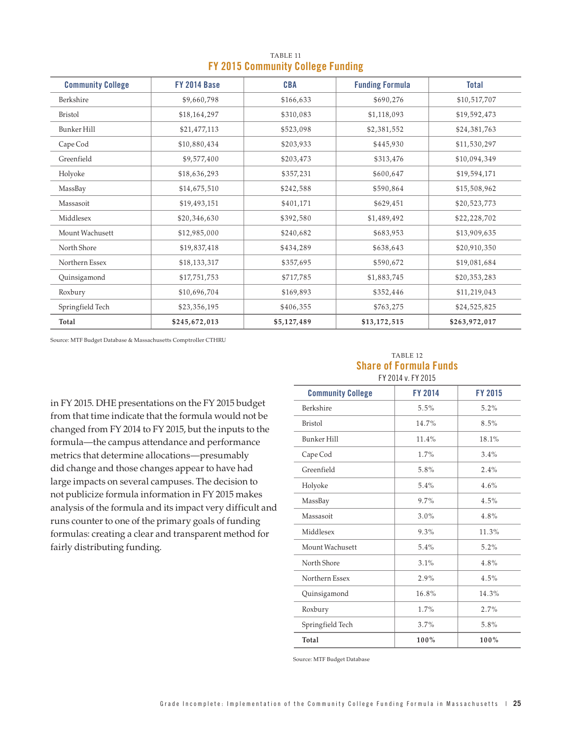TABLE 11

### FY 2015 Community College Funding

| Community College | FY 2014 Base | CBA | Funding Formula | Total |
|---|---|---|---|---|
| Berkshire | $9,660,798 | $166,633 | $690,276 | $10,517,707 |
| Bristol | $18,164,297 | $310,083 | $1,118,093 | $19,592,473 |
| Bunker Hill | $21,477,113 | $523,098 | $2,381,552 | $24,381,763 |
| Cape Cod | $10,880,434 | $203,933 | $445,930 | $11,530,297 |
| Greenfield | $9,577,400 | $203,473 | $313,476 | $10,094,349 |
| Holyoke | $18,636,293 | $357,231 | $600,647 | $19,594,171 |
| MassBay | $14,675,510 | $242,588 | $590,864 | $15,508,962 |
| Massasoit | $19,493,151 | $401,171 | $629,451 | $20,523,773 |
| Middlesex | $20,346,630 | $392,580 | $1,489,492 | $22,228,702 |
| Mount Wachusett | $12,985,000 | $240,682 | $683,953 | $13,909,635 |
| North Shore | $19,837,418 | $434,289 | $638,643 | $20,910,350 |
| Northern Essex | $18,133,317 | $357,695 | $590,672 | $19,081,684 |
| Quinsigamond | $17,751,753 | $717,785 | $1,883,745 | $20,353,283 |
| Roxbury | $10,696,704 | $169,893 | $352,446 | $11,219,043 |
| Springfield Tech | $23,356,195 | $406,355 | $763,275 | $24,525,825 |
| **Total** | **$245,672,013** | **$5,127,489** | **$13,172,515** | **$263,972,017** |

Source: MTF Budget Database & Massachusetts Comptroller CTHRU

in FY 2015. DHE presentations on the FY 2015 budget from that time indicate that the formula would not be changed from FY 2014 to FY 2015, but the inputs to the formula—the campus attendance and performance metrics that determine allocations—presumably did change and those changes appear to have had large impacts on several campuses. The decision to not publicize formula information in FY 2015 makes analysis of the formula and its impact very difficult and runs counter to one of the primary goals of funding formulas: creating a clear and transparent method for fairly distributing funding.

TABLE 12

### Share of Formula Funds

FY 2014 v. FY 2015

| Community College | FY 2014 | FY 2015 |
|---|---|---|
| Berkshire | 5.5% | 5.2% |
| Bristol | 14.7% | 8.5% |
| Bunker Hill | 11.4% | 18.1% |
| Cape Cod | 1.7% | 3.4% |
| Greenfield | 5.8% | 2.4% |
| Holyoke | 5.4% | 4.6% |
| MassBay | 9.7% | 4.5% |
| Massasoit | 3.0% | 4.8% |
| Middlesex | 9.3% | 11.3% |
| Mount Wachusett | 5.4% | 5.2% |
| North Shore | 3.1% | 4.8% |
| Northern Essex | 2.9% | 4.5% |
| Quinsigamond | 16.8% | 14.3% |
| Roxbury | 1.7% | 2.7% |
| Springfield Tech | 3.7% | 5.8% |
| **Total** | **100%** | **100%** |

Source: MTF Budget Database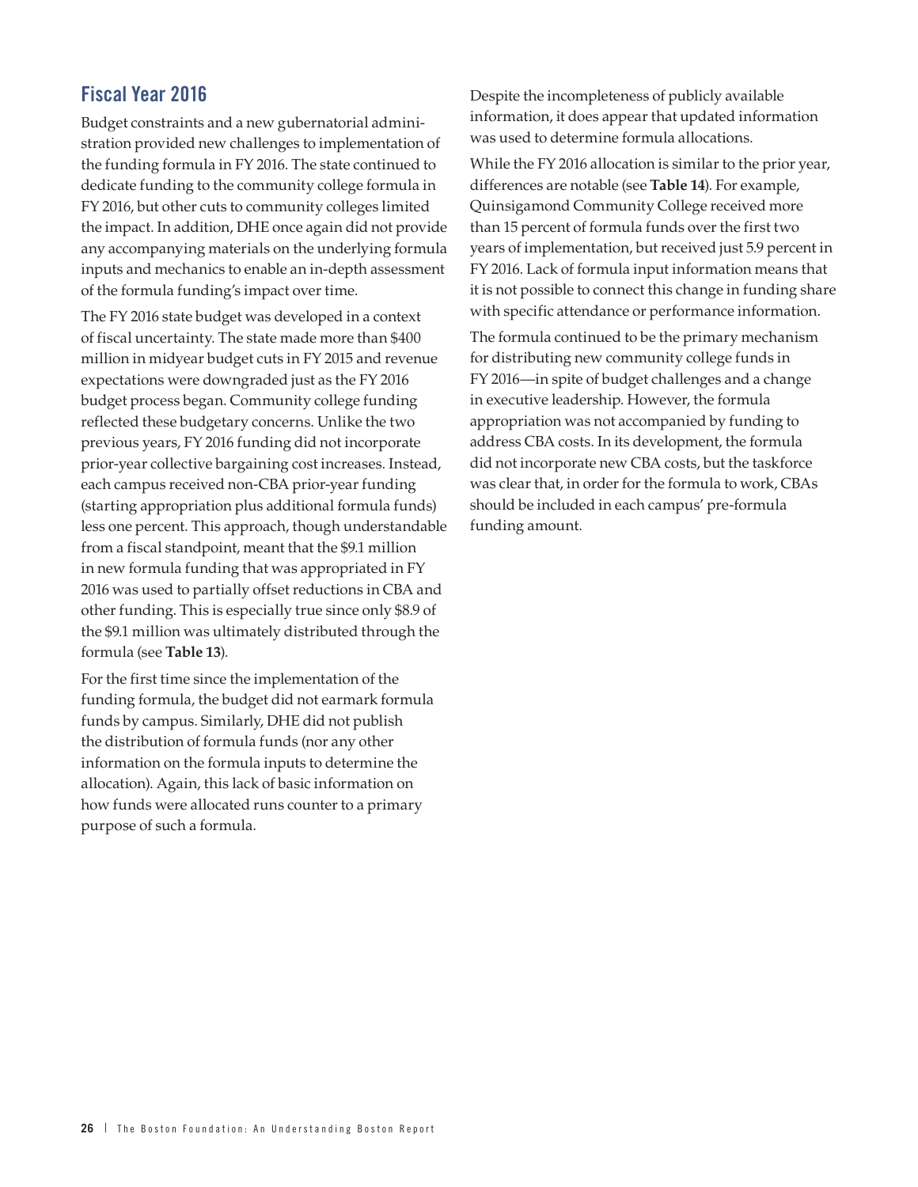## Fiscal Year 2016

Budget constraints and a new gubernatorial administration provided new challenges to implementation of the funding formula in FY 2016. The state continued to dedicate funding to the community college formula in FY 2016, but other cuts to community colleges limited the impact. In addition, DHE once again did not provide any accompanying materials on the underlying formula inputs and mechanics to enable an in-depth assessment of the formula funding's impact over time.

The FY 2016 state budget was developed in a context of fiscal uncertainty. The state made more than $400 million in midyear budget cuts in FY 2015 and revenue expectations were downgraded just as the FY 2016 budget process began. Community college funding reflected these budgetary concerns. Unlike the two previous years, FY 2016 funding did not incorporate prior-year collective bargaining cost increases. Instead, each campus received non-CBA prior-year funding (starting appropriation plus additional formula funds) less one percent. This approach, though understandable from a fiscal standpoint, meant that the $9.1 million in new formula funding that was appropriated in FY 2016 was used to partially offset reductions in CBA and other funding. This is especially true since only $8.9 of the $9.1 million was ultimately distributed through the formula (see **Table 13**).

For the first time since the implementation of the funding formula, the budget did not earmark formula funds by campus. Similarly, DHE did not publish the distribution of formula funds (nor any other information on the formula inputs to determine the allocation). Again, this lack of basic information on how funds were allocated runs counter to a primary purpose of such a formula.

Despite the incompleteness of publicly available information, it does appear that updated information was used to determine formula allocations.

While the FY 2016 allocation is similar to the prior year, differences are notable (see **Table 14**). For example, Quinsigamond Community College received more than 15 percent of formula funds over the first two years of implementation, but received just 5.9 percent in FY 2016. Lack of formula input information means that it is not possible to connect this change in funding share with specific attendance or performance information.

The formula continued to be the primary mechanism for distributing new community college funds in FY 2016—in spite of budget challenges and a change in executive leadership. However, the formula appropriation was not accompanied by funding to address CBA costs. In its development, the formula did not incorporate new CBA costs, but the taskforce was clear that, in order for the formula to work, CBAs should be included in each campus' pre-formula funding amount.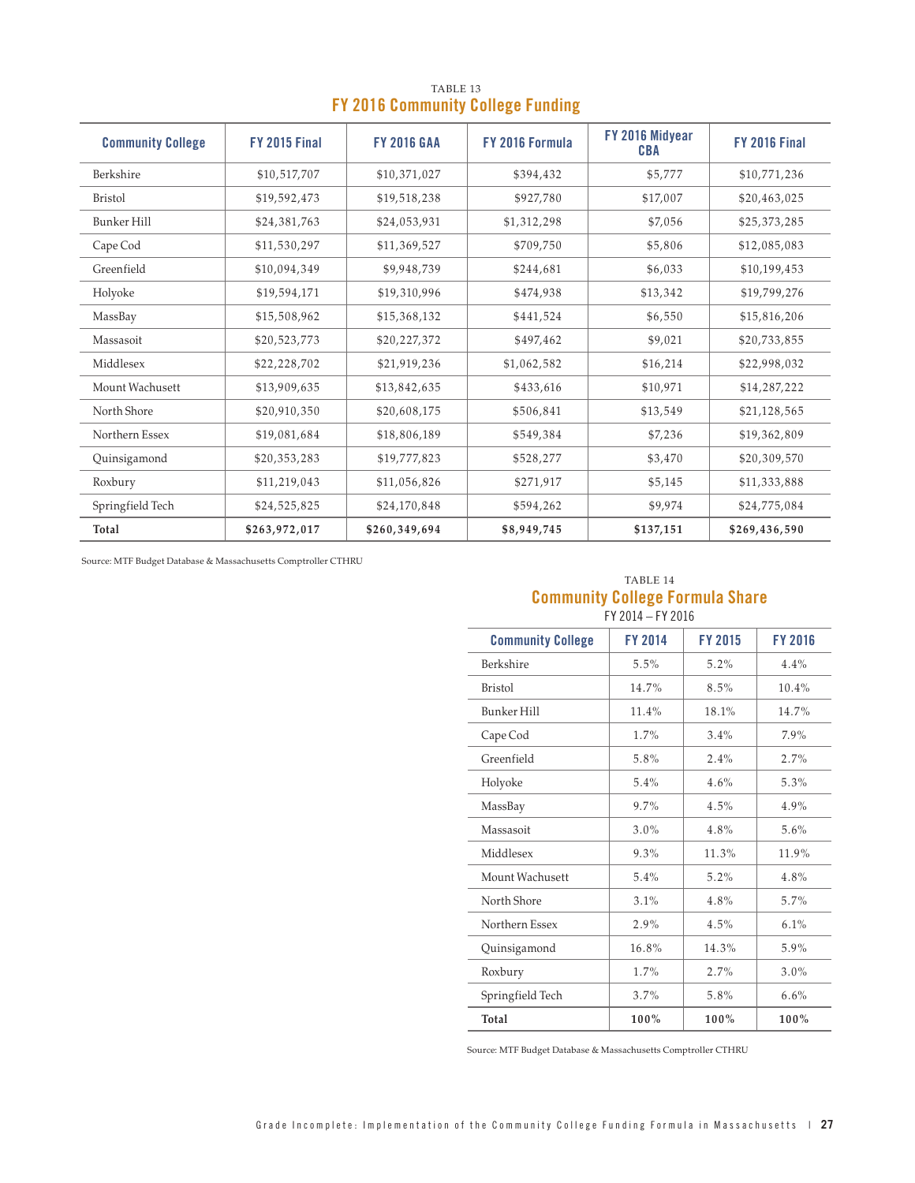TABLE 13

## FY 2016 Community College Funding

| Community College | FY 2015 Final | FY 2016 GAA | FY 2016 Formula | FY 2016 Midyear CBA | FY 2016 Final |
|---|---|---|---|---|---|
| Berkshire | $10,517,707 | $10,371,027 | $394,432 | $5,777 | $10,771,236 |
| Bristol | $19,592,473 | $19,518,238 | $927,780 | $17,007 | $20,463,025 |
| Bunker Hill | $24,381,763 | $24,053,931 | $1,312,298 | $7,056 | $25,373,285 |
| Cape Cod | $11,530,297 | $11,369,527 | $709,750 | $5,806 | $12,085,083 |
| Greenfield | $10,094,349 | $9,948,739 | $244,681 | $6,033 | $10,199,453 |
| Holyoke | $19,594,171 | $19,310,996 | $474,938 | $13,342 | $19,799,276 |
| MassBay | $15,508,962 | $15,368,132 | $441,524 | $6,550 | $15,816,206 |
| Massasoit | $20,523,773 | $20,227,372 | $497,462 | $9,021 | $20,733,855 |
| Middlesex | $22,228,702 | $21,919,236 | $1,062,582 | $16,214 | $22,998,032 |
| Mount Wachusett | $13,909,635 | $13,842,635 | $433,616 | $10,971 | $14,287,222 |
| North Shore | $20,910,350 | $20,608,175 | $506,841 | $13,549 | $21,128,565 |
| Northern Essex | $19,081,684 | $18,806,189 | $549,384 | $7,236 | $19,362,809 |
| Quinsigamond | $20,353,283 | $19,777,823 | $528,277 | $3,470 | $20,309,570 |
| Roxbury | $11,219,043 | $11,056,826 | $271,917 | $5,145 | $11,333,888 |
| Springfield Tech | $24,525,825 | $24,170,848 | $594,262 | $9,974 | $24,775,084 |
| **Total** | **$263,972,017** | **$260,349,694** | **$8,949,745** | **$137,151** | **$269,436,590** |

Source: MTF Budget Database & Massachusetts Comptroller CTHRU

TABLE 14

## Community College Formula Share

FY 2014 – FY 2016

| Community College | FY 2014 | FY 2015 | FY 2016 |
|---|---|---|---|
| Berkshire | 5.5% | 5.2% | 4.4% |
| Bristol | 14.7% | 8.5% | 10.4% |
| Bunker Hill | 11.4% | 18.1% | 14.7% |
| Cape Cod | 1.7% | 3.4% | 7.9% |
| Greenfield | 5.8% | 2.4% | 2.7% |
| Holyoke | 5.4% | 4.6% | 5.3% |
| MassBay | 9.7% | 4.5% | 4.9% |
| Massasoit | 3.0% | 4.8% | 5.6% |
| Middlesex | 9.3% | 11.3% | 11.9% |
| Mount Wachusett | 5.4% | 5.2% | 4.8% |
| North Shore | 3.1% | 4.8% | 5.7% |
| Northern Essex | 2.9% | 4.5% | 6.1% |
| Quinsigamond | 16.8% | 14.3% | 5.9% |
| Roxbury | 1.7% | 2.7% | 3.0% |
| Springfield Tech | 3.7% | 5.8% | 6.6% |
| **Total** | **100%** | **100%** | **100%** |

Source: MTF Budget Database & Massachusetts Comptroller CTHRU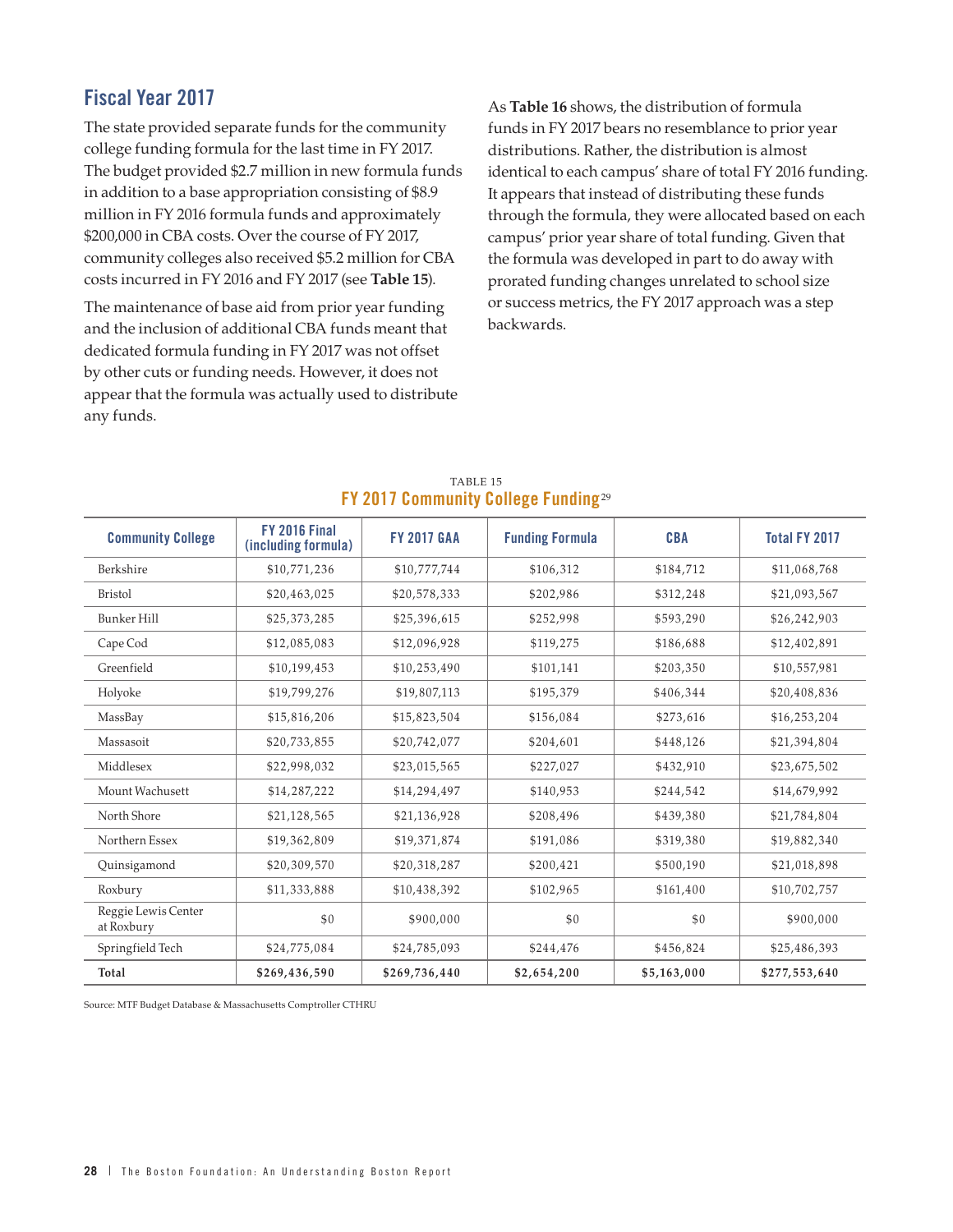## Fiscal Year 2017

The state provided separate funds for the community college funding formula for the last time in FY 2017. The budget provided $2.7 million in new formula funds in addition to a base appropriation consisting of $8.9 million in FY 2016 formula funds and approximately $200,000 in CBA costs. Over the course of FY 2017, community colleges also received $5.2 million for CBA costs incurred in FY 2016 and FY 2017 (see **Table 15**).

The maintenance of base aid from prior year funding and the inclusion of additional CBA funds meant that dedicated formula funding in FY 2017 was not offset by other cuts or funding needs. However, it does not appear that the formula was actually used to distribute any funds.

As **Table 16** shows, the distribution of formula funds in FY 2017 bears no resemblance to prior year distributions. Rather, the distribution is almost identical to each campus' share of total FY 2016 funding. It appears that instead of distributing these funds through the formula, they were allocated based on each campus' prior year share of total funding. Given that the formula was developed in part to do away with prorated funding changes unrelated to school size or success metrics, the FY 2017 approach was a step backwards.

TABLE 15

### FY 2017 Community College Funding[29]

| Community College | FY 2016 Final (including formula) | FY 2017 GAA | Funding Formula | CBA | Total FY 2017 |
|---|---|---|---|---|---|
| Berkshire | $10,771,236 | $10,777,744 | $106,312 | $184,712 | $11,068,768 |
| Bristol | $20,463,025 | $20,578,333 | $202,986 | $312,248 | $21,093,567 |
| Bunker Hill | $25,373,285 | $25,396,615 | $252,998 | $593,290 | $26,242,903 |
| Cape Cod | $12,085,083 | $12,096,928 | $119,275 | $186,688 | $12,402,891 |
| Greenfield | $10,199,453 | $10,253,490 | $101,141 | $203,350 | $10,557,981 |
| Holyoke | $19,799,276 | $19,807,113 | $195,379 | $406,344 | $20,408,836 |
| MassBay | $15,816,206 | $15,823,504 | $156,084 | $273,616 | $16,253,204 |
| Massasoit | $20,733,855 | $20,742,077 | $204,601 | $448,126 | $21,394,804 |
| Middlesex | $22,998,032 | $23,015,565 | $227,027 | $432,910 | $23,675,502 |
| Mount Wachusett | $14,287,222 | $14,294,497 | $140,953 | $244,542 | $14,679,992 |
| North Shore | $21,128,565 | $21,136,928 | $208,496 | $439,380 | $21,784,804 |
| Northern Essex | $19,362,809 | $19,371,874 | $191,086 | $319,380 | $19,882,340 |
| Quinsigamond | $20,309,570 | $20,318,287 | $200,421 | $500,190 | $21,018,898 |
| Roxbury | $11,333,888 | $10,438,392 | $102,965 | $161,400 | $10,702,757 |
| Reggie Lewis Center at Roxbury | $0 | $900,000 | $0 | $0 | $900,000 |
| Springfield Tech | $24,775,084 | $24,785,093 | $244,476 | $456,824 | $25,486,393 |
| **Total** | **$269,436,590** | **$269,736,440** | **$2,654,200** | **$5,163,000** | **$277,553,640** |

Source: MTF Budget Database & Massachusetts Comptroller CTHRU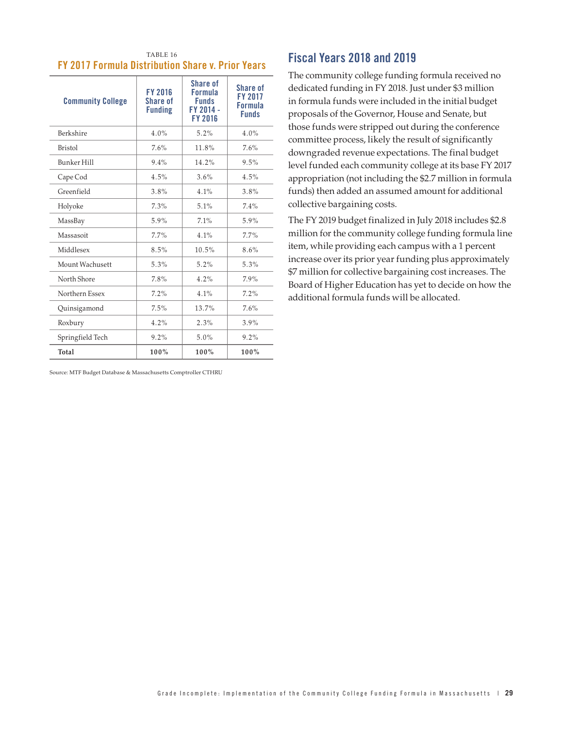TABLE 16

### FY 2017 Formula Distribution Share v. Prior Years

| Community College | FY 2016 Share of Funding | Share of Formula Funds FY 2014 - FY 2016 | Share of FY 2017 Formula Funds |
|---|---|---|---|
| Berkshire | 4.0% | 5.2% | 4.0% |
| Bristol | 7.6% | 11.8% | 7.6% |
| Bunker Hill | 9.4% | 14.2% | 9.5% |
| Cape Cod | 4.5% | 3.6% | 4.5% |
| Greenfield | 3.8% | 4.1% | 3.8% |
| Holyoke | 7.3% | 5.1% | 7.4% |
| MassBay | 5.9% | 7.1% | 5.9% |
| Massasoit | 7.7% | 4.1% | 7.7% |
| Middlesex | 8.5% | 10.5% | 8.6% |
| Mount Wachusett | 5.3% | 5.2% | 5.3% |
| North Shore | 7.8% | 4.2% | 7.9% |
| Northern Essex | 7.2% | 4.1% | 7.2% |
| Quinsigamond | 7.5% | 13.7% | 7.6% |
| Roxbury | 4.2% | 2.3% | 3.9% |
| Springfield Tech | 9.2% | 5.0% | 9.2% |
| **Total** | **100%** | **100%** | **100%** |

Source: MTF Budget Database & Massachusetts Comptroller CTHRU

## Fiscal Years 2018 and 2019

The community college funding formula received no dedicated funding in FY 2018. Just under $3 million in formula funds were included in the initial budget proposals of the Governor, House and Senate, but those funds were stripped out during the conference committee process, likely the result of significantly downgraded revenue expectations. The final budget level funded each community college at its base FY 2017 appropriation (not including the $2.7 million in formula funds) then added an assumed amount for additional collective bargaining costs.

The FY 2019 budget finalized in July 2018 includes $2.8 million for the community college funding formula line item, while providing each campus with a 1 percent increase over its prior year funding plus approximately $7 million for collective bargaining cost increases. The Board of Higher Education has yet to decide on how the additional formula funds will be allocated.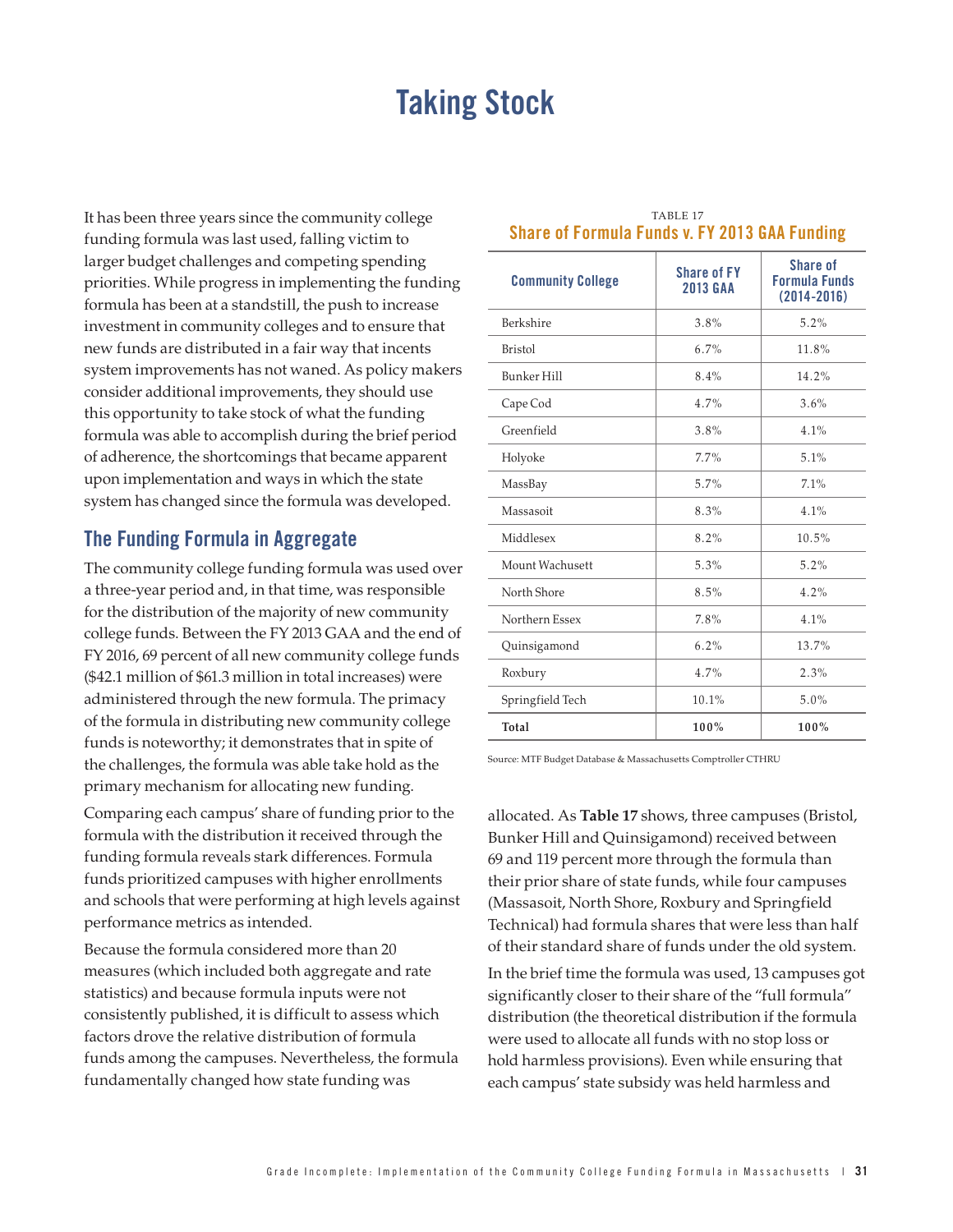# Taking Stock

It has been three years since the community college funding formula was last used, falling victim to larger budget challenges and competing spending priorities. While progress in implementing the funding formula has been at a standstill, the push to increase investment in community colleges and to ensure that new funds are distributed in a fair way that incents system improvements has not waned. As policy makers consider additional improvements, they should use this opportunity to take stock of what the funding formula was able to accomplish during the brief period of adherence, the shortcomings that became apparent upon implementation and ways in which the state system has changed since the formula was developed.

## The Funding Formula in Aggregate

The community college funding formula was used over a three-year period and, in that time, was responsible for the distribution of the majority of new community college funds. Between the FY 2013 GAA and the end of FY 2016, 69 percent of all new community college funds ($42.1 million of $61.3 million in total increases) were administered through the new formula. The primacy of the formula in distributing new community college funds is noteworthy; it demonstrates that in spite of the challenges, the formula was able take hold as the primary mechanism for allocating new funding.

Comparing each campus' share of funding prior to the formula with the distribution it received through the funding formula reveals stark differences. Formula funds prioritized campuses with higher enrollments and schools that were performing at high levels against performance metrics as intended.

Because the formula considered more than 20 measures (which included both aggregate and rate statistics) and because formula inputs were not consistently published, it is difficult to assess which factors drove the relative distribution of formula funds among the campuses. Nevertheless, the formula fundamentally changed how state funding was allocated. As **Table 17** shows, three campuses (Bristol, Bunker Hill and Quinsigamond) received between 69 and 119 percent more through the formula than their prior share of state funds, while four campuses (Massasoit, North Shore, Roxbury and Springfield Technical) had formula shares that were less than half of their standard share of funds under the old system.

TABLE 17
**Share of Formula Funds v. FY 2013 GAA Funding**

| Community College | Share of FY 2013 GAA | Share of Formula Funds (2014-2016) |
|---|---|---|
| Berkshire | 3.8% | 5.2% |
| Bristol | 6.7% | 11.8% |
| Bunker Hill | 8.4% | 14.2% |
| Cape Cod | 4.7% | 3.6% |
| Greenfield | 3.8% | 4.1% |
| Holyoke | 7.7% | 5.1% |
| MassBay | 5.7% | 7.1% |
| Massasoit | 8.3% | 4.1% |
| Middlesex | 8.2% | 10.5% |
| Mount Wachusett | 5.3% | 5.2% |
| North Shore | 8.5% | 4.2% |
| Northern Essex | 7.8% | 4.1% |
| Quinsigamond | 6.2% | 13.7% |
| Roxbury | 4.7% | 2.3% |
| Springfield Tech | 10.1% | 5.0% |
| **Total** | **100%** | **100%** |

Source: MTF Budget Database & Massachusetts Comptroller CTHRU

In the brief time the formula was used, 13 campuses got significantly closer to their share of the "full formula" distribution (the theoretical distribution if the formula were used to allocate all funds with no stop loss or hold harmless provisions). Even while ensuring that each campus' state subsidy was held harmless and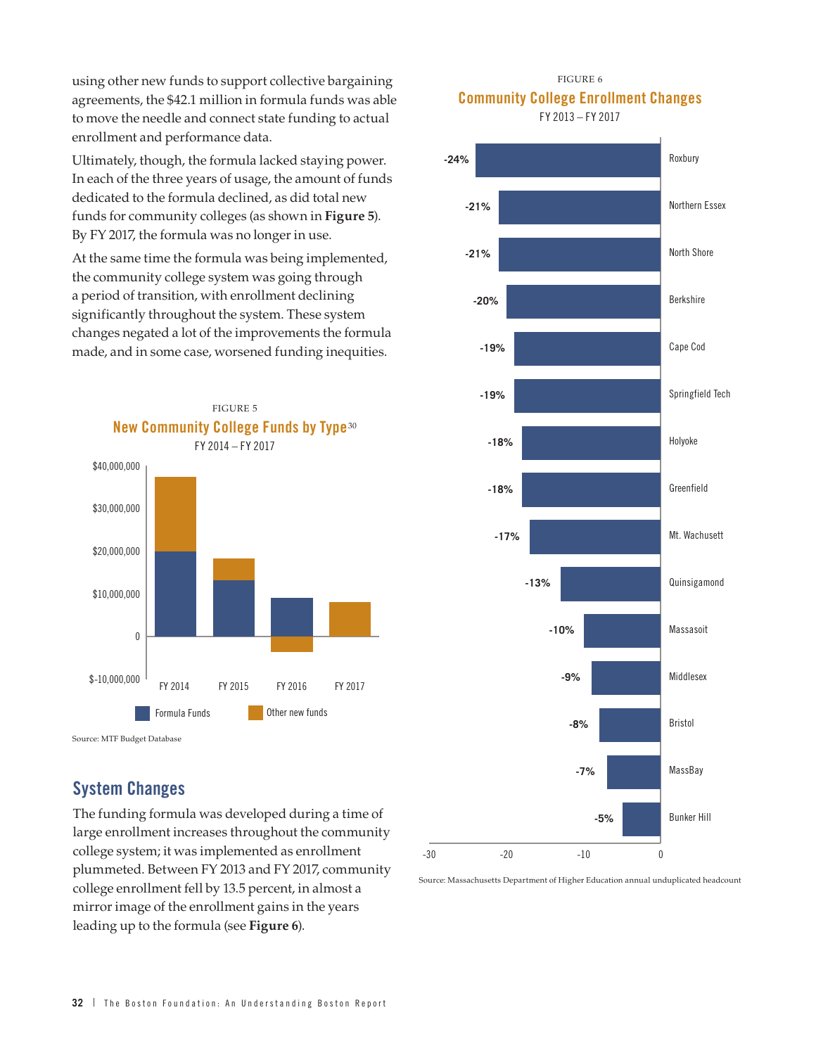using other new funds to support collective bargaining agreements, the $42.1 million in formula funds was able to move the needle and connect state funding to actual enrollment and performance data.

Ultimately, though, the formula lacked staying power. In each of the three years of usage, the amount of funds dedicated to the formula declined, as did total new funds for community colleges (as shown in **Figure 5**). By FY 2017, the formula was no longer in use.

At the same time the formula was being implemented, the community college system was going through a period of transition, with enrollment declining significantly throughout the system. These system changes negated a lot of the improvements the formula made, and in some case, worsened funding inequities.

FIGURE 5

**New Community College Funds by Type**[30]

FY 2014 – FY 2017

Legend: Formula Funds; Other new funds

| | FY 2014 | FY 2015 | FY 2016 | FY 2017 |
|---|---|---|---|---|
| Formula Funds | ~$20,000,000 | ~$13,000,000 | ~$9,000,000 | 0 |
| Other new funds | ~$17,000,000 | ~$5,000,000 | ~-$3,500,000 | ~$8,000,000 |

Source: MTF Budget Database

## System Changes

The funding formula was developed during a time of large enrollment increases throughout the community college system; it was implemented as enrollment plummeted. Between FY 2013 and FY 2017, community college enrollment fell by 13.5 percent, in almost a mirror image of the enrollment gains in the years leading up to the formula (see **Figure 6**).

FIGURE 6

**Community College Enrollment Changes**

FY 2013 – FY 2017

| College | Enrollment Change |
|---|---|
| Roxbury | -24% |
| Northern Essex | -21% |
| North Shore | -21% |
| Berkshire | -20% |
| Cape Cod | -19% |
| Springfield Tech | -19% |
| Holyoke | -18% |
| Greenfield | -18% |
| Mt. Wachusett | -17% |
| Quinsigamond | -13% |
| Massasoit | -10% |
| Middlesex | -9% |
| Bristol | -8% |
| MassBay | -7% |
| Bunker Hill | -5% |

Source: Massachusetts Department of Higher Education annual unduplicated headcount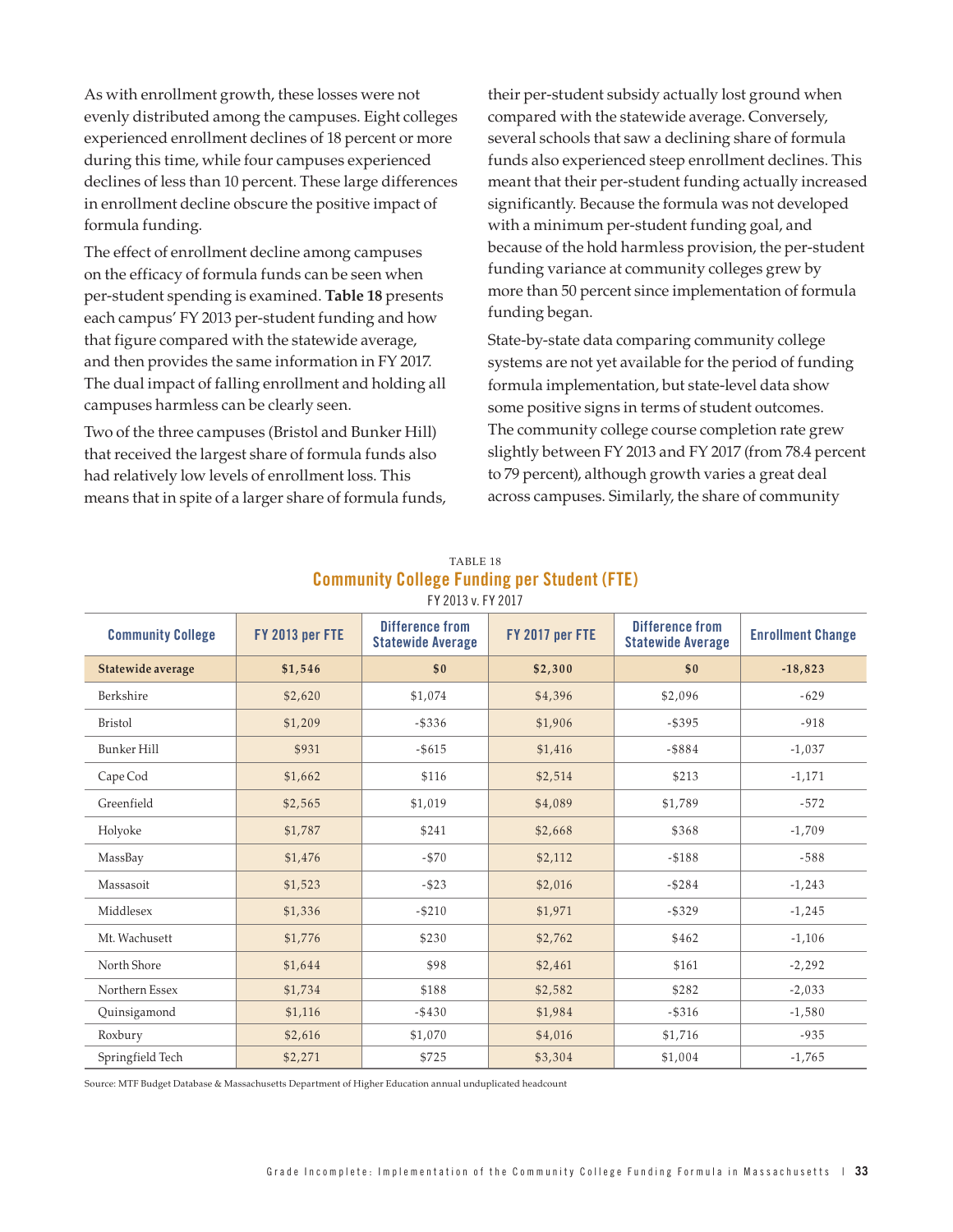As with enrollment growth, these losses were not evenly distributed among the campuses. Eight colleges experienced enrollment declines of 18 percent or more during this time, while four campuses experienced declines of less than 10 percent. These large differences in enrollment decline obscure the positive impact of formula funding.

The effect of enrollment decline among campuses on the efficacy of formula funds can be seen when per-student spending is examined. **Table 18** presents each campus' FY 2013 per-student funding and how that figure compared with the statewide average, and then provides the same information in FY 2017. The dual impact of falling enrollment and holding all campuses harmless can be clearly seen.

Two of the three campuses (Bristol and Bunker Hill) that received the largest share of formula funds also had relatively low levels of enrollment loss. This means that in spite of a larger share of formula funds, their per-student subsidy actually lost ground when compared with the statewide average. Conversely, several schools that saw a declining share of formula funds also experienced steep enrollment declines. This meant that their per-student funding actually increased significantly. Because the formula was not developed with a minimum per-student funding goal, and because of the hold harmless provision, the per-student funding variance at community colleges grew by more than 50 percent since implementation of formula funding began.

State-by-state data comparing community college systems are not yet available for the period of funding formula implementation, but state-level data show some positive signs in terms of student outcomes. The community college course completion rate grew slightly between FY 2013 and FY 2017 (from 78.4 percent to 79 percent), although growth varies a great deal across campuses. Similarly, the share of community

TABLE 18

**Community College Funding per Student (FTE)**

FY 2013 v. FY 2017

| Community College | FY 2013 per FTE | Difference from Statewide Average | FY 2017 per FTE | Difference from Statewide Average | Enrollment Change |
|---|---|---|---|---|---|
| **Statewide average** | **$1,546** | **$0** | **$2,300** | **$0** | **-18,823** |
| Berkshire | $2,620 | $1,074 | $4,396 | $2,096 | -629 |
| Bristol | $1,209 | -$336 | $1,906 | -$395 | -918 |
| Bunker Hill | $931 | -$615 | $1,416 | -$884 | -1,037 |
| Cape Cod | $1,662 | $116 | $2,514 | $213 | -1,171 |
| Greenfield | $2,565 | $1,019 | $4,089 | $1,789 | -572 |
| Holyoke | $1,787 | $241 | $2,668 | $368 | -1,709 |
| MassBay | $1,476 | -$70 | $2,112 | -$188 | -588 |
| Massasoit | $1,523 | -$23 | $2,016 | -$284 | -1,243 |
| Middlesex | $1,336 | -$210 | $1,971 | -$329 | -1,245 |
| Mt. Wachusett | $1,776 | $230 | $2,762 | $462 | -1,106 |
| North Shore | $1,644 | $98 | $2,461 | $161 | -2,292 |
| Northern Essex | $1,734 | $188 | $2,582 | $282 | -2,033 |
| Quinsigamond | $1,116 | -$430 | $1,984 | -$316 | -1,580 |
| Roxbury | $2,616 | $1,070 | $4,016 | $1,716 | -935 |
| Springfield Tech | $2,271 | $725 | $3,304 | $1,004 | -1,765 |

Source: MTF Budget Database & Massachusetts Department of Higher Education annual unduplicated headcount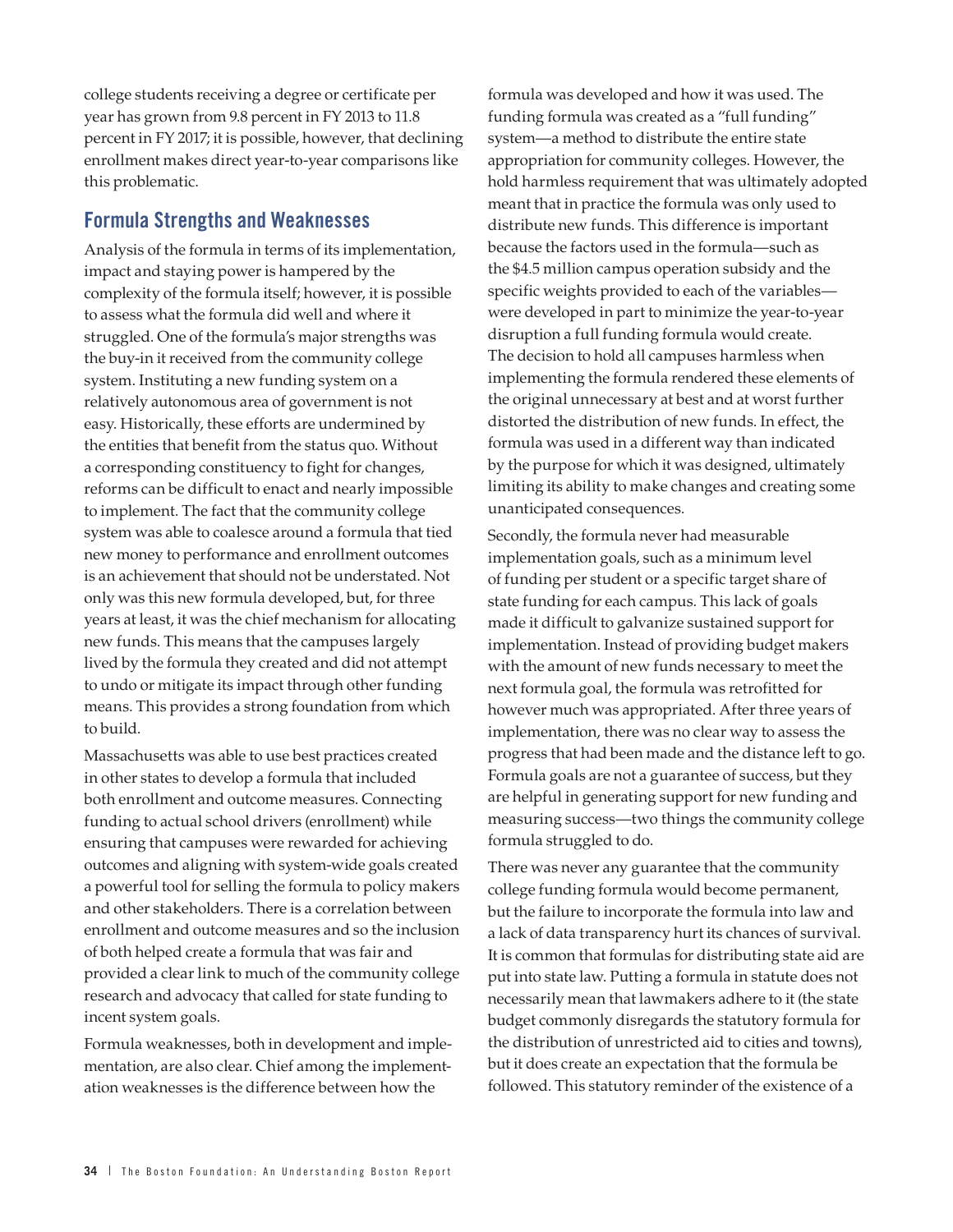college students receiving a degree or certificate per year has grown from 9.8 percent in FY 2013 to 11.8 percent in FY 2017; it is possible, however, that declining enrollment makes direct year-to-year comparisons like this problematic.

## Formula Strengths and Weaknesses

Analysis of the formula in terms of its implementation, impact and staying power is hampered by the complexity of the formula itself; however, it is possible to assess what the formula did well and where it struggled. One of the formula's major strengths was the buy-in it received from the community college system. Instituting a new funding system on a relatively autonomous area of government is not easy. Historically, these efforts are undermined by the entities that benefit from the status quo. Without a corresponding constituency to fight for changes, reforms can be difficult to enact and nearly impossible to implement. The fact that the community college system was able to coalesce around a formula that tied new money to performance and enrollment outcomes is an achievement that should not be understated. Not only was this new formula developed, but, for three years at least, it was the chief mechanism for allocating new funds. This means that the campuses largely lived by the formula they created and did not attempt to undo or mitigate its impact through other funding means. This provides a strong foundation from which to build.

Massachusetts was able to use best practices created in other states to develop a formula that included both enrollment and outcome measures. Connecting funding to actual school drivers (enrollment) while ensuring that campuses were rewarded for achieving outcomes and aligning with system-wide goals created a powerful tool for selling the formula to policy makers and other stakeholders. There is a correlation between enrollment and outcome measures and so the inclusion of both helped create a formula that was fair and provided a clear link to much of the community college research and advocacy that called for state funding to incent system goals.

Formula weaknesses, both in development and implementation, are also clear. Chief among the implementation weaknesses is the difference between how the formula was developed and how it was used. The funding formula was created as a "full funding" system—a method to distribute the entire state appropriation for community colleges. However, the hold harmless requirement that was ultimately adopted meant that in practice the formula was only used to distribute new funds. This difference is important because the factors used in the formula—such as the $4.5 million campus operation subsidy and the specific weights provided to each of the variables—were developed in part to minimize the year-to-year disruption a full funding formula would create. The decision to hold all campuses harmless when implementing the formula rendered these elements of the original unnecessary at best and at worst further distorted the distribution of new funds. In effect, the formula was used in a different way than indicated by the purpose for which it was designed, ultimately limiting its ability to make changes and creating some unanticipated consequences.

Secondly, the formula never had measurable implementation goals, such as a minimum level of funding per student or a specific target share of state funding for each campus. This lack of goals made it difficult to galvanize sustained support for implementation. Instead of providing budget makers with the amount of new funds necessary to meet the next formula goal, the formula was retrofitted for however much was appropriated. After three years of implementation, there was no clear way to assess the progress that had been made and the distance left to go. Formula goals are not a guarantee of success, but they are helpful in generating support for new funding and measuring success—two things the community college formula struggled to do.

There was never any guarantee that the community college funding formula would become permanent, but the failure to incorporate the formula into law and a lack of data transparency hurt its chances of survival. It is common that formulas for distributing state aid are put into state law. Putting a formula in statute does not necessarily mean that lawmakers adhere to it (the state budget commonly disregards the statutory formula for the distribution of unrestricted aid to cities and towns), but it does create an expectation that the formula be followed. This statutory reminder of the existence of a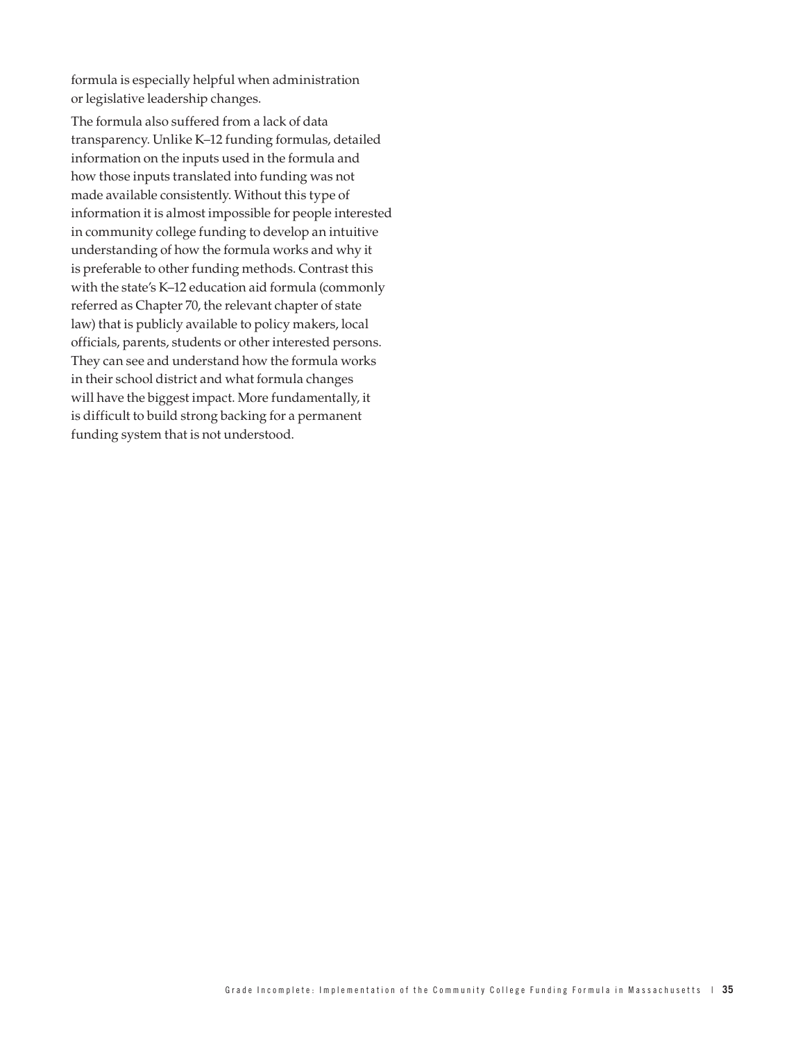formula is especially helpful when administration or legislative leadership changes.

The formula also suffered from a lack of data transparency. Unlike K–12 funding formulas, detailed information on the inputs used in the formula and how those inputs translated into funding was not made available consistently. Without this type of information it is almost impossible for people interested in community college funding to develop an intuitive understanding of how the formula works and why it is preferable to other funding methods. Contrast this with the state's K–12 education aid formula (commonly referred as Chapter 70, the relevant chapter of state law) that is publicly available to policy makers, local officials, parents, students or other interested persons. They can see and understand how the formula works in their school district and what formula changes will have the biggest impact. More fundamentally, it is difficult to build strong backing for a permanent funding system that is not understood.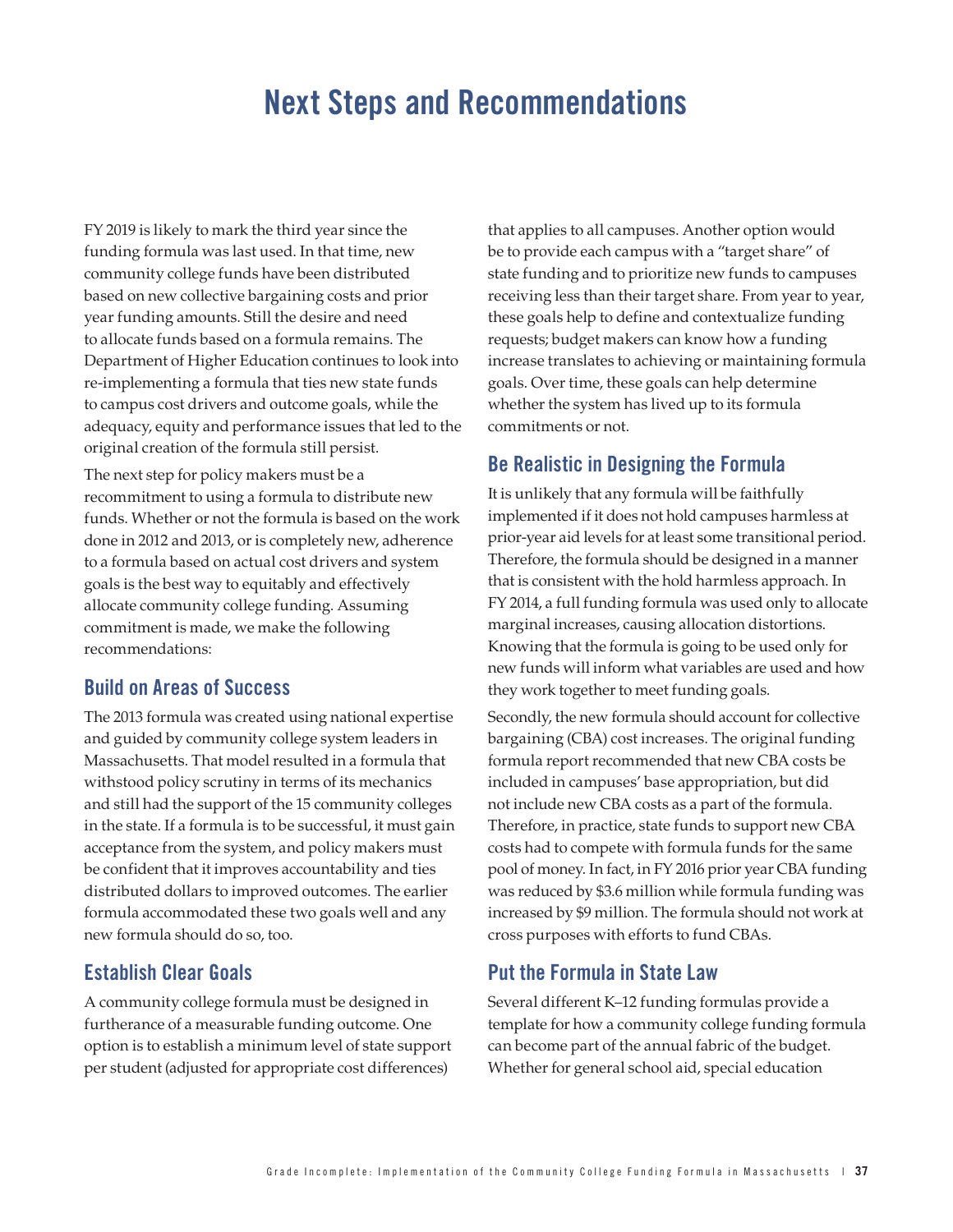# Next Steps and Recommendations

FY 2019 is likely to mark the third year since the funding formula was last used. In that time, new community college funds have been distributed based on new collective bargaining costs and prior year funding amounts. Still the desire and need to allocate funds based on a formula remains. The Department of Higher Education continues to look into re-implementing a formula that ties new state funds to campus cost drivers and outcome goals, while the adequacy, equity and performance issues that led to the original creation of the formula still persist.

The next step for policy makers must be a recommitment to using a formula to distribute new funds. Whether or not the formula is based on the work done in 2012 and 2013, or is completely new, adherence to a formula based on actual cost drivers and system goals is the best way to equitably and effectively allocate community college funding. Assuming commitment is made, we make the following recommendations:

## Build on Areas of Success

The 2013 formula was created using national expertise and guided by community college system leaders in Massachusetts. That model resulted in a formula that withstood policy scrutiny in terms of its mechanics and still had the support of the 15 community colleges in the state. If a formula is to be successful, it must gain acceptance from the system, and policy makers must be confident that it improves accountability and ties distributed dollars to improved outcomes. The earlier formula accommodated these two goals well and any new formula should do so, too.

## Establish Clear Goals

A community college formula must be designed in furtherance of a measurable funding outcome. One option is to establish a minimum level of state support per student (adjusted for appropriate cost differences) that applies to all campuses. Another option would be to provide each campus with a "target share" of state funding and to prioritize new funds to campuses receiving less than their target share. From year to year, these goals help to define and contextualize funding requests; budget makers can know how a funding increase translates to achieving or maintaining formula goals. Over time, these goals can help determine whether the system has lived up to its formula commitments or not.

## Be Realistic in Designing the Formula

It is unlikely that any formula will be faithfully implemented if it does not hold campuses harmless at prior-year aid levels for at least some transitional period. Therefore, the formula should be designed in a manner that is consistent with the hold harmless approach. In FY 2014, a full funding formula was used only to allocate marginal increases, causing allocation distortions. Knowing that the formula is going to be used only for new funds will inform what variables are used and how they work together to meet funding goals.

Secondly, the new formula should account for collective bargaining (CBA) cost increases. The original funding formula report recommended that new CBA costs be included in campuses' base appropriation, but did not include new CBA costs as a part of the formula. Therefore, in practice, state funds to support new CBA costs had to compete with formula funds for the same pool of money. In fact, in FY 2016 prior year CBA funding was reduced by $3.6 million while formula funding was increased by $9 million. The formula should not work at cross purposes with efforts to fund CBAs.

## Put the Formula in State Law

Several different K–12 funding formulas provide a template for how a community college funding formula can become part of the annual fabric of the budget. Whether for general school aid, special education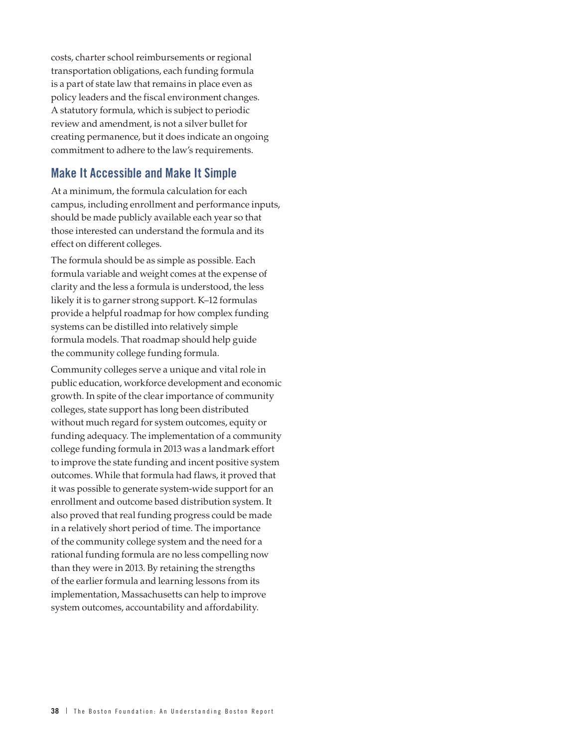costs, charter school reimbursements or regional transportation obligations, each funding formula is a part of state law that remains in place even as policy leaders and the fiscal environment changes. A statutory formula, which is subject to periodic review and amendment, is not a silver bullet for creating permanence, but it does indicate an ongoing commitment to adhere to the law's requirements.

## Make It Accessible and Make It Simple

At a minimum, the formula calculation for each campus, including enrollment and performance inputs, should be made publicly available each year so that those interested can understand the formula and its effect on different colleges.

The formula should be as simple as possible. Each formula variable and weight comes at the expense of clarity and the less a formula is understood, the less likely it is to garner strong support. K–12 formulas provide a helpful roadmap for how complex funding systems can be distilled into relatively simple formula models. That roadmap should help guide the community college funding formula.

Community colleges serve a unique and vital role in public education, workforce development and economic growth. In spite of the clear importance of community colleges, state support has long been distributed without much regard for system outcomes, equity or funding adequacy. The implementation of a community college funding formula in 2013 was a landmark effort to improve the state funding and incent positive system outcomes. While that formula had flaws, it proved that it was possible to generate system-wide support for an enrollment and outcome based distribution system. It also proved that real funding progress could be made in a relatively short period of time. The importance of the community college system and the need for a rational funding formula are no less compelling now than they were in 2013. By retaining the strengths of the earlier formula and learning lessons from its implementation, Massachusetts can help to improve system outcomes, accountability and affordability.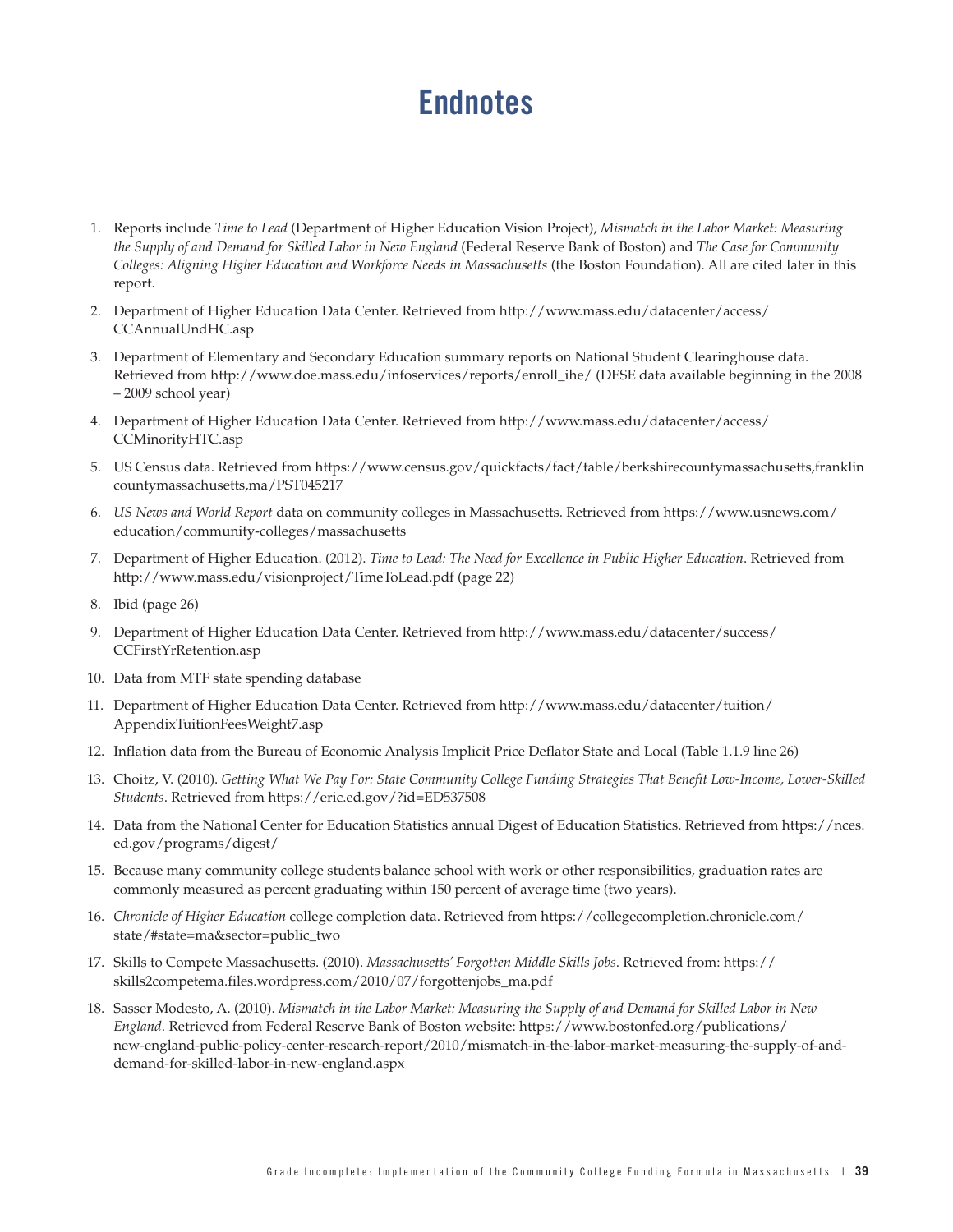# Endnotes

1. Reports include *Time to Lead* (Department of Higher Education Vision Project), *Mismatch in the Labor Market: Measuring the Supply of and Demand for Skilled Labor in New England* (Federal Reserve Bank of Boston) and *The Case for Community Colleges: Aligning Higher Education and Workforce Needs in Massachusetts* (the Boston Foundation). All are cited later in this report.
2. Department of Higher Education Data Center. Retrieved from http://www.mass.edu/datacenter/access/CCAnnualUndHC.asp
3. Department of Elementary and Secondary Education summary reports on National Student Clearinghouse data. Retrieved from http://www.doe.mass.edu/infoservices/reports/enroll_ihe/ (DESE data available beginning in the 2008 – 2009 school year)
4. Department of Higher Education Data Center. Retrieved from http://www.mass.edu/datacenter/access/CCMinorityHTC.asp
5. US Census data. Retrieved from https://www.census.gov/quickfacts/fact/table/berkshirecountymassachusetts,franklincountymassachusetts,ma/PST045217
6. *US News and World Report* data on community colleges in Massachusetts. Retrieved from https://www.usnews.com/education/community-colleges/massachusetts
7. Department of Higher Education. (2012). *Time to Lead: The Need for Excellence in Public Higher Education*. Retrieved from http://www.mass.edu/visionproject/TimeToLead.pdf (page 22)
8. Ibid (page 26)
9. Department of Higher Education Data Center. Retrieved from http://www.mass.edu/datacenter/success/CCFirstYrRetention.asp
10. Data from MTF state spending database
11. Department of Higher Education Data Center. Retrieved from http://www.mass.edu/datacenter/tuition/AppendixTuitionFeesWeight7.asp
12. Inflation data from the Bureau of Economic Analysis Implicit Price Deflator State and Local (Table 1.1.9 line 26)
13. Choitz, V. (2010). *Getting What We Pay For: State Community College Funding Strategies That Benefit Low-Income, Lower-Skilled Students*. Retrieved from https://eric.ed.gov/?id=ED537508
14. Data from the National Center for Education Statistics annual Digest of Education Statistics. Retrieved from https://nces.ed.gov/programs/digest/
15. Because many community college students balance school with work or other responsibilities, graduation rates are commonly measured as percent graduating within 150 percent of average time (two years).
16. *Chronicle of Higher Education* college completion data. Retrieved from https://collegecompletion.chronicle.com/state/#state=ma&sector=public_two
17. Skills to Compete Massachusetts. (2010). *Massachusetts' Forgotten Middle Skills Jobs*. Retrieved from: https://skills2competema.files.wordpress.com/2010/07/forgottenjobs_ma.pdf
18. Sasser Modesto, A. (2010). *Mismatch in the Labor Market: Measuring the Supply of and Demand for Skilled Labor in New England*. Retrieved from Federal Reserve Bank of Boston website: https://www.bostonfed.org/publications/new-england-public-policy-center-research-report/2010/mismatch-in-the-labor-market-measuring-the-supply-of-and-demand-for-skilled-labor-in-new-england.aspx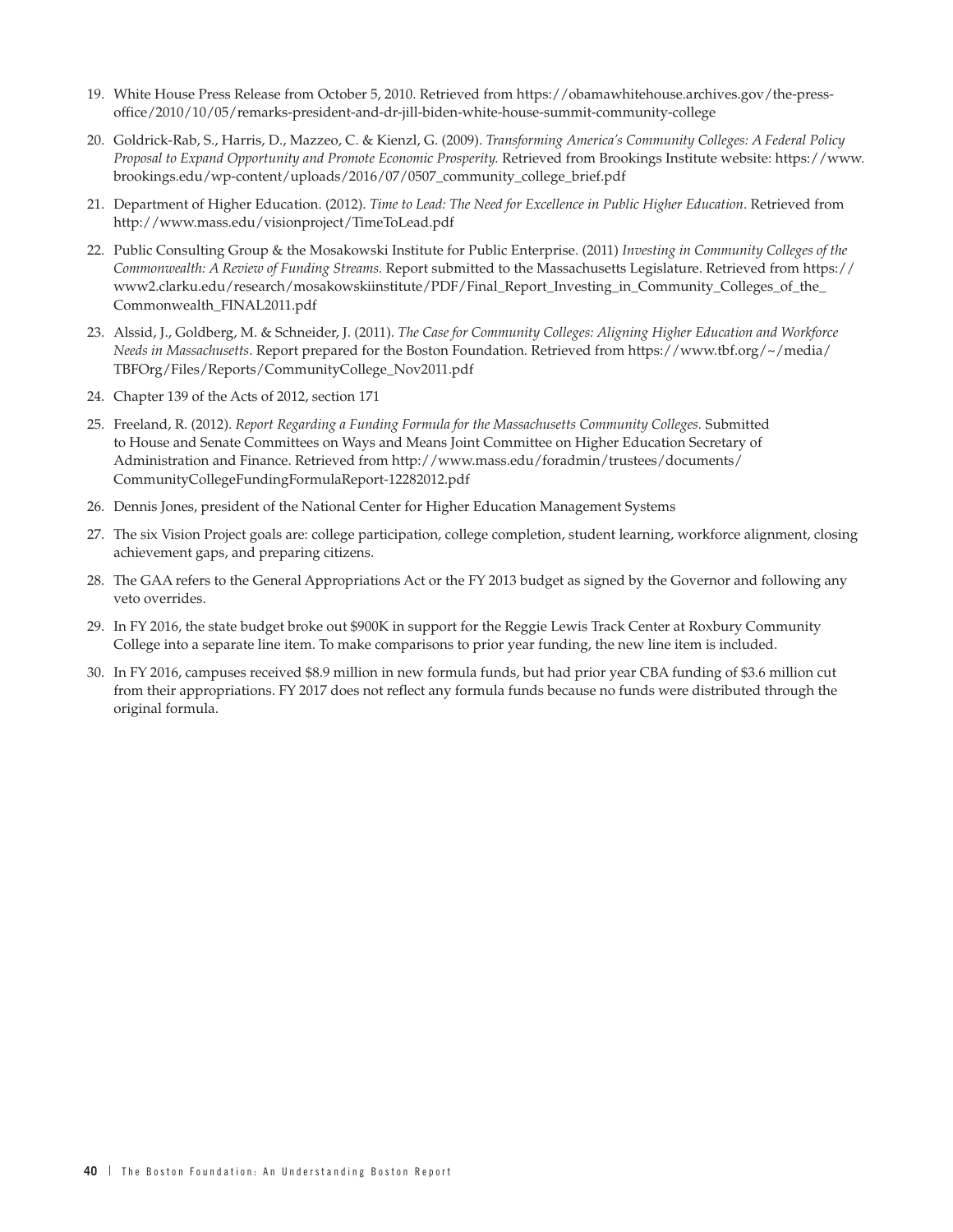19. White House Press Release from October 5, 2010. Retrieved from https://obamawhitehouse.archives.gov/the-press-office/2010/10/05/remarks-president-and-dr-jill-biden-white-house-summit-community-college

20. Goldrick-Rab, S., Harris, D., Mazzeo, C. & Kienzl, G. (2009). *Transforming America's Community Colleges: A Federal Policy Proposal to Expand Opportunity and Promote Economic Prosperity.* Retrieved from Brookings Institute website: https://www.brookings.edu/wp-content/uploads/2016/07/0507_community_college_brief.pdf

21. Department of Higher Education. (2012). *Time to Lead: The Need for Excellence in Public Higher Education*. Retrieved from http://www.mass.edu/visionproject/TimeToLead.pdf

22. Public Consulting Group & the Mosakowski Institute for Public Enterprise. (2011) *Investing in Community Colleges of the Commonwealth: A Review of Funding Streams.* Report submitted to the Massachusetts Legislature. Retrieved from https://www2.clarku.edu/research/mosakowskiinstitute/PDF/Final_Report_Investing_in_Community_Colleges_of_the_Commonwealth_FINAL2011.pdf

23. Alssid, J., Goldberg, M. & Schneider, J. (2011). *The Case for Community Colleges: Aligning Higher Education and Workforce Needs in Massachusetts*. Report prepared for the Boston Foundation. Retrieved from https://www.tbf.org/~/media/TBFOrg/Files/Reports/CommunityCollege_Nov2011.pdf

24. Chapter 139 of the Acts of 2012, section 171

25. Freeland, R. (2012). *Report Regarding a Funding Formula for the Massachusetts Community Colleges.* Submitted to House and Senate Committees on Ways and Means Joint Committee on Higher Education Secretary of Administration and Finance. Retrieved from http://www.mass.edu/foradmin/trustees/documents/CommunityCollegeFundingFormulaReport-12282012.pdf

26. Dennis Jones, president of the National Center for Higher Education Management Systems

27. The six Vision Project goals are: college participation, college completion, student learning, workforce alignment, closing achievement gaps, and preparing citizens.

28. The GAA refers to the General Appropriations Act or the FY 2013 budget as signed by the Governor and following any veto overrides.

29. In FY 2016, the state budget broke out $900K in support for the Reggie Lewis Track Center at Roxbury Community College into a separate line item. To make comparisons to prior year funding, the new line item is included.

30. In FY 2016, campuses received $8.9 million in new formula funds, but had prior year CBA funding of $3.6 million cut from their appropriations. FY 2017 does not reflect any formula funds because no funds were distributed through the original formula.